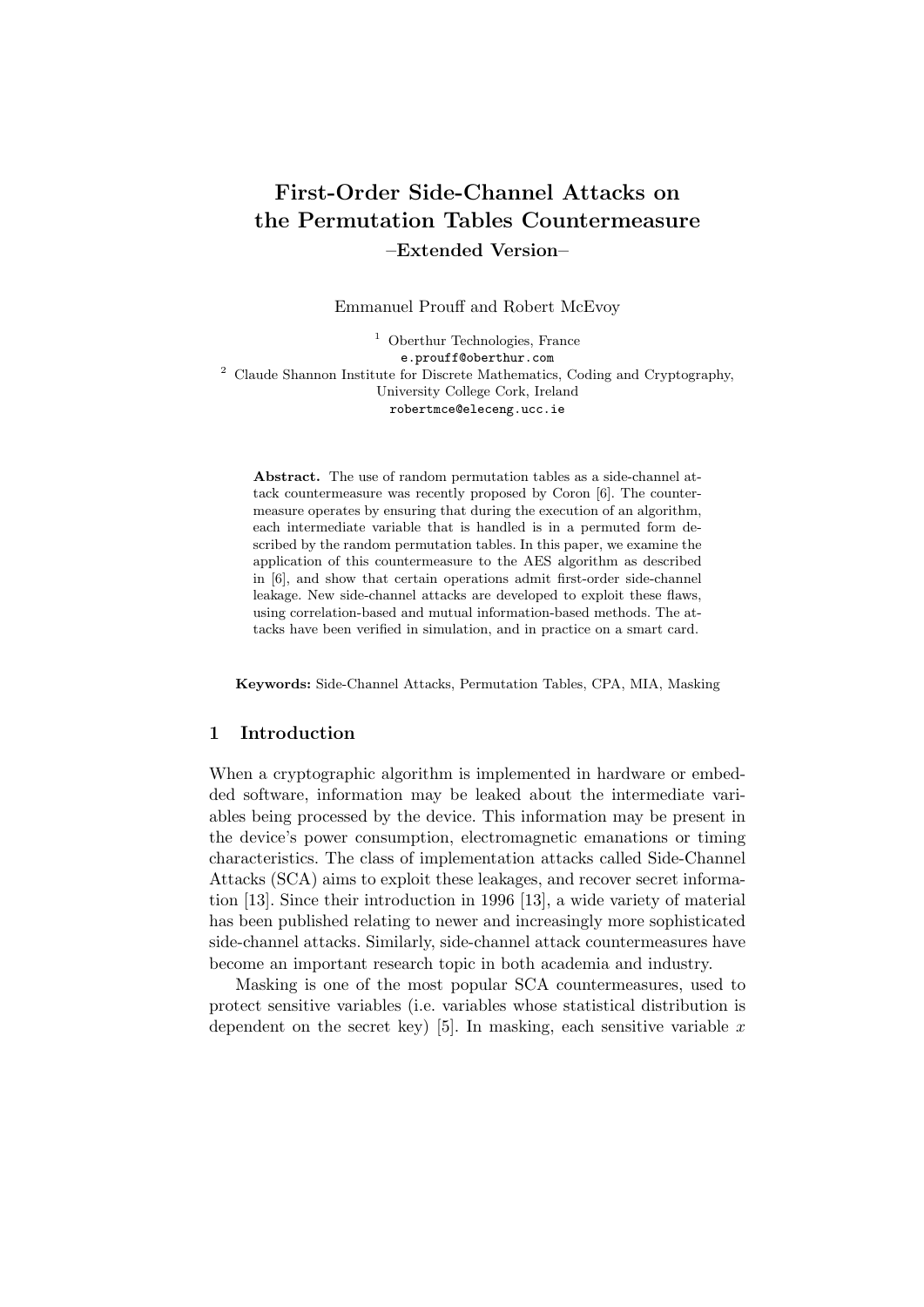# First-Order Side-Channel Attacks on the Permutation Tables Countermeasure

**–Extended Version–**

Emmanuel Prouff and Robert McEvoy

[1] Oberthur Technologies, France
`e.prouff@oberthur.com`

[2] Claude Shannon Institute for Discrete Mathematics, Coding and Cryptography, University College Cork, Ireland
`robertmce@eleceng.ucc.ie`

**Abstract.** The use of random permutation tables as a side-channel attack countermeasure was recently proposed by Coron [6]. The countermeasure operates by ensuring that during the execution of an algorithm, each intermediate variable that is handled is in a permuted form described by the random permutation tables. In this paper, we examine the application of this countermeasure to the AES algorithm as described in [6], and show that certain operations admit first-order side-channel leakage. New side-channel attacks are developed to exploit these flaws, using correlation-based and mutual information-based methods. The attacks have been verified in simulation, and in practice on a smart card.

**Keywords:** Side-Channel Attacks, Permutation Tables, CPA, MIA, Masking

## 1 Introduction

When a cryptographic algorithm is implemented in hardware or embedded software, information may be leaked about the intermediate variables being processed by the device. This information may be present in the device's power consumption, electromagnetic emanations or timing characteristics. The class of implementation attacks called Side-Channel Attacks (SCA) aims to exploit these leakages, and recover secret information [13]. Since their introduction in 1996 [13], a wide variety of material has been published relating to newer and increasingly more sophisticated side-channel attacks. Similarly, side-channel attack countermeasures have become an important research topic in both academia and industry.

Masking is one of the most popular SCA countermeasures, used to protect sensitive variables (i.e. variables whose statistical distribution is dependent on the secret key) [5]. In masking, each sensitive variable $x$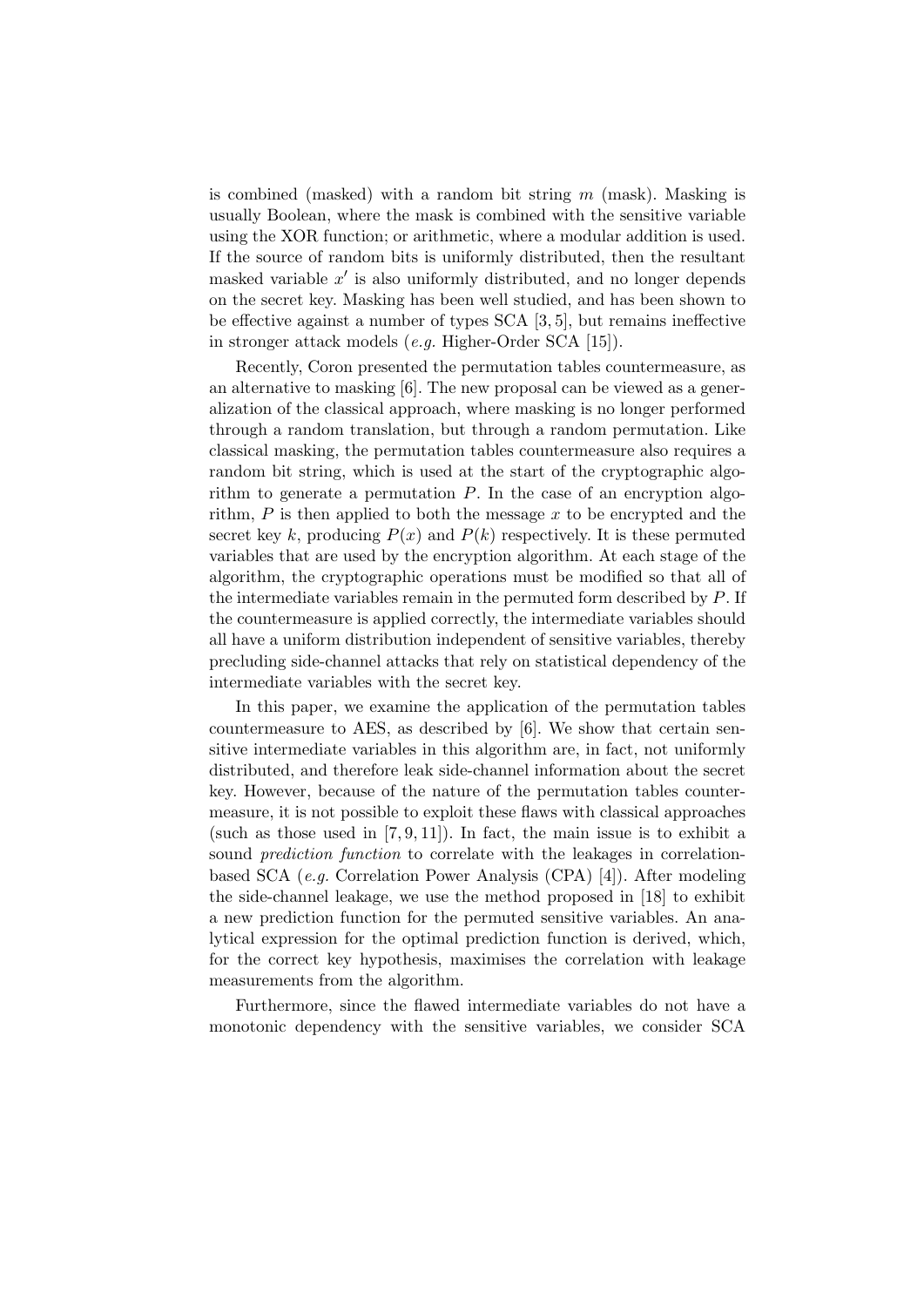is combined (masked) with a random bit string $m$ (mask). Masking is usually Boolean, where the mask is combined with the sensitive variable using the XOR function; or arithmetic, where a modular addition is used. If the source of random bits is uniformly distributed, then the resultant masked variable $x'$ is also uniformly distributed, and no longer depends on the secret key. Masking has been well studied, and has been shown to be effective against a number of types SCA [3, 5], but remains ineffective in stronger attack models (*e.g.* Higher-Order SCA [15]).

Recently, Coron presented the permutation tables countermeasure, as an alternative to masking [6]. The new proposal can be viewed as a generalization of the classical approach, where masking is no longer performed through a random translation, but through a random permutation. Like classical masking, the permutation tables countermeasure also requires a random bit string, which is used at the start of the cryptographic algorithm to generate a permutation $P$. In the case of an encryption algorithm, $P$ is then applied to both the message $x$ to be encrypted and the secret key $k$, producing $P(x)$ and $P(k)$ respectively. It is these permuted variables that are used by the encryption algorithm. At each stage of the algorithm, the cryptographic operations must be modified so that all of the intermediate variables remain in the permuted form described by $P$. If the countermeasure is applied correctly, the intermediate variables should all have a uniform distribution independent of sensitive variables, thereby precluding side-channel attacks that rely on statistical dependency of the intermediate variables with the secret key.

In this paper, we examine the application of the permutation tables countermeasure to AES, as described by [6]. We show that certain sensitive intermediate variables in this algorithm are, in fact, not uniformly distributed, and therefore leak side-channel information about the secret key. However, because of the nature of the permutation tables countermeasure, it is not possible to exploit these flaws with classical approaches (such as those used in [7, 9, 11]). In fact, the main issue is to exhibit a sound *prediction function* to correlate with the leakages in correlation-based SCA (*e.g.* Correlation Power Analysis (CPA) [4]). After modeling the side-channel leakage, we use the method proposed in [18] to exhibit a new prediction function for the permuted sensitive variables. An analytical expression for the optimal prediction function is derived, which, for the correct key hypothesis, maximises the correlation with leakage measurements from the algorithm.

Furthermore, since the flawed intermediate variables do not have a monotonic dependency with the sensitive variables, we consider SCA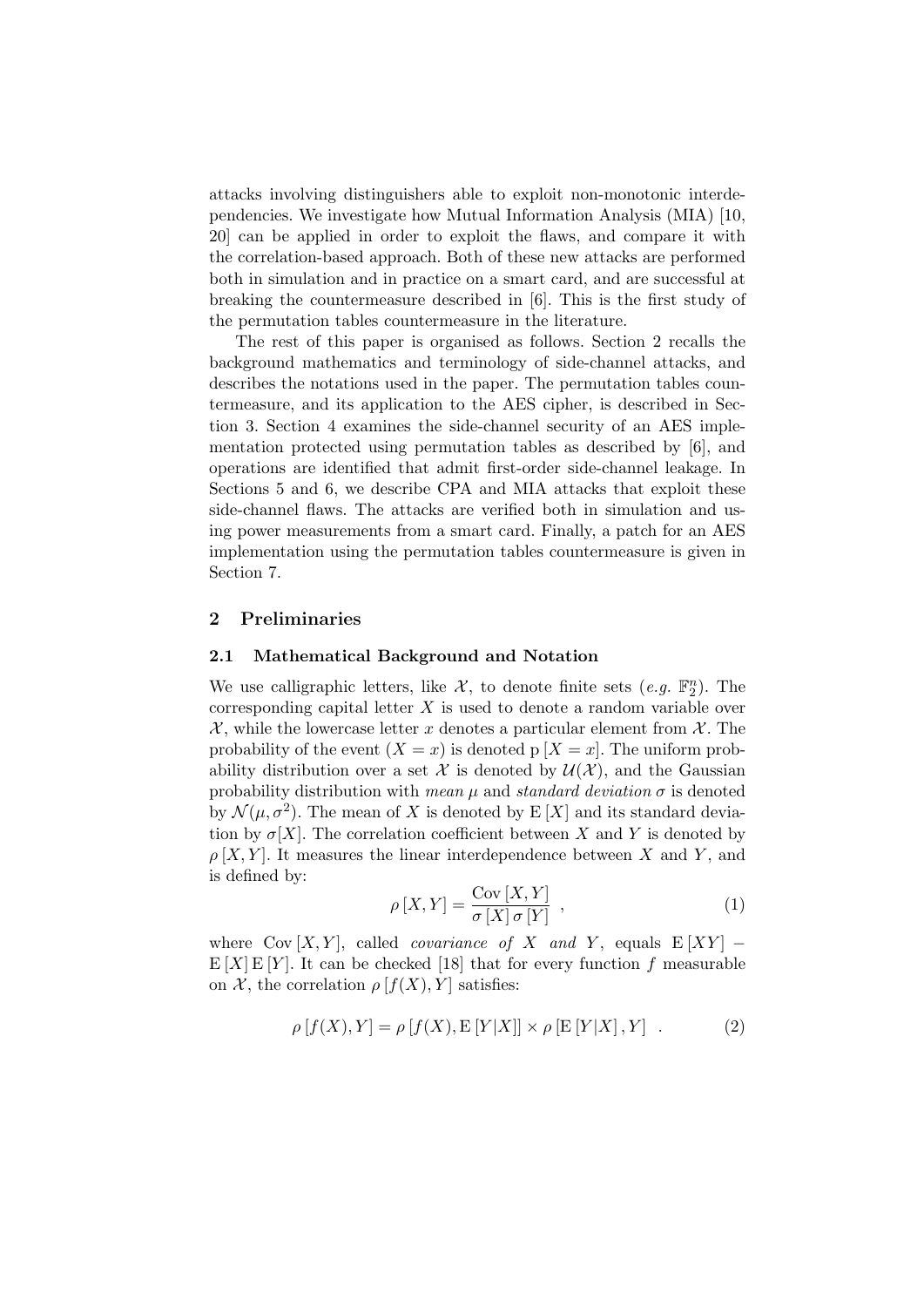attacks involving distinguishers able to exploit non-monotonic interdependencies. We investigate how Mutual Information Analysis (MIA) [10, 20] can be applied in order to exploit the flaws, and compare it with the correlation-based approach. Both of these new attacks are performed both in simulation and in practice on a smart card, and are successful at breaking the countermeasure described in [6]. This is the first study of the permutation tables countermeasure in the literature.

The rest of this paper is organised as follows. Section 2 recalls the background mathematics and terminology of side-channel attacks, and describes the notations used in the paper. The permutation tables countermeasure, and its application to the AES cipher, is described in Section 3. Section 4 examines the side-channel security of an AES implementation protected using permutation tables as described by [6], and operations are identified that admit first-order side-channel leakage. In Sections 5 and 6, we describe CPA and MIA attacks that exploit these side-channel flaws. The attacks are verified both in simulation and using power measurements from a smart card. Finally, a patch for an AES implementation using the permutation tables countermeasure is given in Section 7.

## 2 Preliminaries

### 2.1 Mathematical Background and Notation

We use calligraphic letters, like $\mathcal{X}$, to denote finite sets (*e.g.* $\mathbb{F}_2^n$). The corresponding capital letter $X$ is used to denote a random variable over $\mathcal{X}$, while the lowercase letter $x$ denotes a particular element from $\mathcal{X}$. The probability of the event $(X = x)$ is denoted $\mathrm{p}[X = x]$. The uniform probability distribution over a set $\mathcal{X}$ is denoted by $\mathcal{U}(\mathcal{X})$, and the Gaussian probability distribution with *mean* $\mu$ and *standard deviation* $\sigma$ is denoted by $\mathcal{N}(\mu, \sigma^2)$. The mean of $X$ is denoted by $\mathrm{E}[X]$ and its standard deviation by $\sigma[X]$. The correlation coefficient between $X$ and $Y$ is denoted by $\rho[X, Y]$. It measures the linear interdependence between $X$ and $Y$, and is defined by:

$$\rho[X, Y] = \frac{\mathrm{Cov}[X, Y]}{\sigma[X]\,\sigma[Y]} \ , \tag{1}$$

where $\mathrm{Cov}[X, Y]$, called *covariance of* $X$ *and* $Y$, equals $\mathrm{E}[XY] - \mathrm{E}[X]\,\mathrm{E}[Y]$. It can be checked [18] that for every function $f$ measurable on $\mathcal{X}$, the correlation $\rho[f(X), Y]$ satisfies:

$$\rho[f(X), Y] = \rho[f(X), \mathrm{E}[Y|X]] \times \rho[\mathrm{E}[Y|X], Y] \ . \tag{2}$$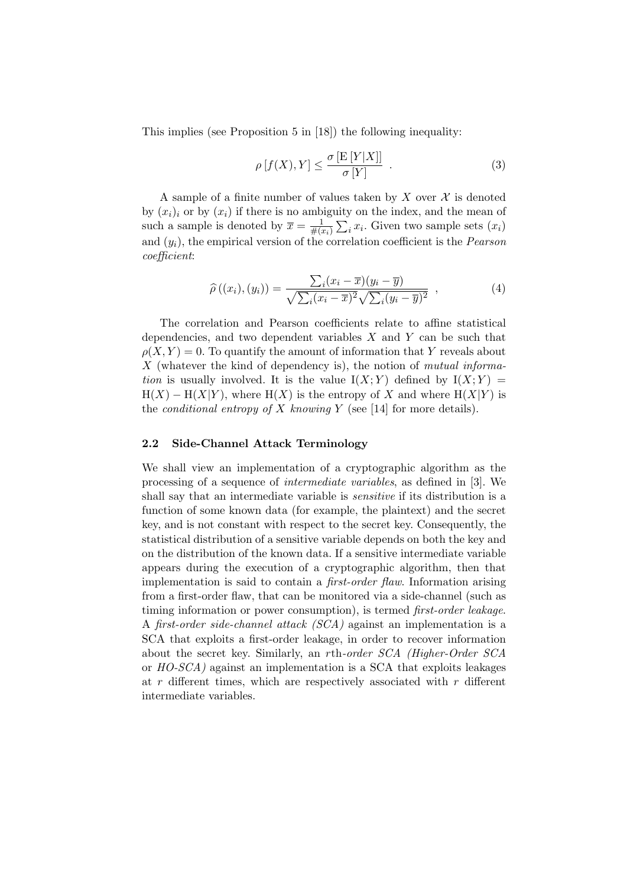This implies (see Proposition 5 in [18]) the following inequality:

$$\rho\left[f(X), Y\right] \leq \frac{\sigma\left[\mathrm{E}\left[Y|X\right]\right]}{\sigma\left[Y\right]} \ . \tag{3}$$

A sample of a finite number of values taken by $X$ over $\mathcal{X}$ is denoted by $(x_i)_i$ or by $(x_i)$ if there is no ambiguity on the index, and the mean of such a sample is denoted by $\overline{x} = \frac{1}{\#(x_i)} \sum_i x_i$. Given two sample sets $(x_i)$ and $(y_i)$, the empirical version of the correlation coefficient is the *Pearson coefficient*:

$$\widehat{\rho}\left((x_i),(y_i)\right) = \frac{\sum_i (x_i - \overline{x})(y_i - \overline{y})}{\sqrt{\sum_i (x_i - \overline{x})^2}\sqrt{\sum_i (y_i - \overline{y})^2}} \ , \tag{4}$$

The correlation and Pearson coefficients relate to affine statistical dependencies, and two dependent variables $X$ and $Y$ can be such that $\rho(X, Y) = 0$. To quantify the amount of information that $Y$ reveals about $X$ (whatever the kind of dependency is), the notion of *mutual information* is usually involved. It is the value $\mathrm{I}(X;Y)$ defined by $\mathrm{I}(X;Y) = \mathrm{H}(X) - \mathrm{H}(X|Y)$, where $\mathrm{H}(X)$ is the entropy of $X$ and where $\mathrm{H}(X|Y)$ is the *conditional entropy of $X$ knowing $Y$* (see [14] for more details).

### 2.2 Side-Channel Attack Terminology

We shall view an implementation of a cryptographic algorithm as the processing of a sequence of *intermediate variables*, as defined in [3]. We shall say that an intermediate variable is *sensitive* if its distribution is a function of some known data (for example, the plaintext) and the secret key, and is not constant with respect to the secret key. Consequently, the statistical distribution of a sensitive variable depends on both the key and on the distribution of the known data. If a sensitive intermediate variable appears during the execution of a cryptographic algorithm, then that implementation is said to contain a *first-order flaw*. Information arising from a first-order flaw, that can be monitored via a side-channel (such as timing information or power consumption), is termed *first-order leakage*. A *first-order side-channel attack (SCA)* against an implementation is a SCA that exploits a first-order leakage, in order to recover information about the secret key. Similarly, an $r$th-*order SCA (Higher-Order SCA* or *HO-SCA)* against an implementation is a SCA that exploits leakages at $r$ different times, which are respectively associated with $r$ different intermediate variables.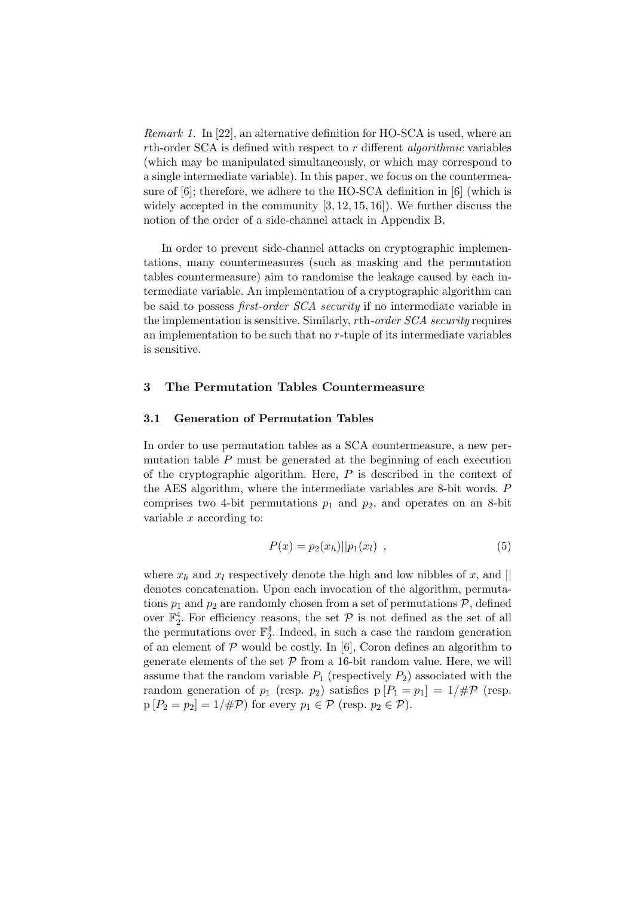*Remark 1.* In [22], an alternative definition for HO-SCA is used, where an $r$th-order SCA is defined with respect to $r$ different *algorithmic* variables (which may be manipulated simultaneously, or which may correspond to a single intermediate variable). In this paper, we focus on the countermeasure of [6]; therefore, we adhere to the HO-SCA definition in [6] (which is widely accepted in the community [3, 12, 15, 16]). We further discuss the notion of the order of a side-channel attack in Appendix B.

In order to prevent side-channel attacks on cryptographic implementations, many countermeasures (such as masking and the permutation tables countermeasure) aim to randomise the leakage caused by each intermediate variable. An implementation of a cryptographic algorithm can be said to possess *first-order SCA security* if no intermediate variable in the implementation is sensitive. Similarly, $r$*th-order SCA security* requires an implementation to be such that no $r$-tuple of its intermediate variables is sensitive.

## 3 The Permutation Tables Countermeasure

### 3.1 Generation of Permutation Tables

In order to use permutation tables as a SCA countermeasure, a new permutation table $P$ must be generated at the beginning of each execution of the cryptographic algorithm. Here, $P$ is described in the context of the AES algorithm, where the intermediate variables are 8-bit words. $P$ comprises two 4-bit permutations $p_1$ and $p_2$, and operates on an 8-bit variable $x$ according to:

$$P(x) = p_2(x_h)||p_1(x_l) \quad , \tag{5}$$

where $x_h$ and $x_l$ respectively denote the high and low nibbles of $x$, and $||$ denotes concatenation. Upon each invocation of the algorithm, permutations $p_1$ and $p_2$ are randomly chosen from a set of permutations $\mathcal{P}$, defined over $\mathbb{F}_2^4$. For efficiency reasons, the set $\mathcal{P}$ is not defined as the set of all the permutations over $\mathbb{F}_2^4$. Indeed, in such a case the random generation of an element of $\mathcal{P}$ would be costly. In [6], Coron defines an algorithm to generate elements of the set $\mathcal{P}$ from a 16-bit random value. Here, we will assume that the random variable $P_1$ (respectively $P_2$) associated with the random generation of $p_1$ (resp. $p_2$) satisfies $\mathrm{p}\left[P_1 = p_1\right] = 1/\#\mathcal{P}$ (resp. $\mathrm{p}\left[P_2 = p_2\right] = 1/\#\mathcal{P}$) for every $p_1 \in \mathcal{P}$ (resp. $p_2 \in \mathcal{P}$).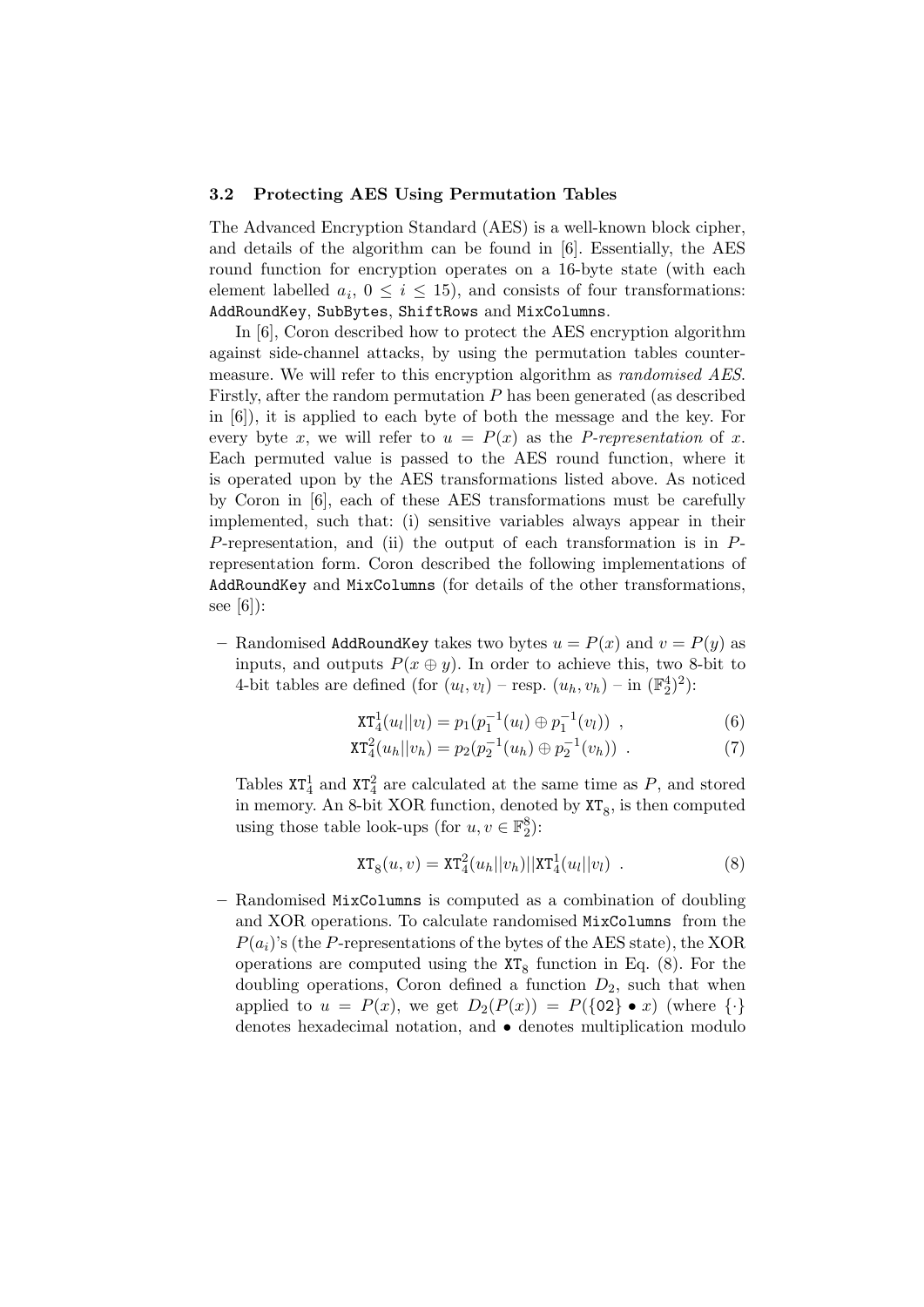### 3.2 Protecting AES Using Permutation Tables

The Advanced Encryption Standard (AES) is a well-known block cipher, and details of the algorithm can be found in [6]. Essentially, the AES round function for encryption operates on a 16-byte state (with each element labelled $a_i$, $0 \leq i \leq 15$), and consists of four transformations: `AddRoundKey`, `SubBytes`, `ShiftRows` and `MixColumns`.

In [6], Coron described how to protect the AES encryption algorithm against side-channel attacks, by using the permutation tables countermeasure. We will refer to this encryption algorithm as *randomised AES*. Firstly, after the random permutation $P$ has been generated (as described in [6]), it is applied to each byte of both the message and the key. For every byte $x$, we will refer to $u = P(x)$ as the *P-representation* of $x$. Each permuted value is passed to the AES round function, where it is operated upon by the AES transformations listed above. As noticed by Coron in [6], each of these AES transformations must be carefully implemented, such that: (i) sensitive variables always appear in their $P$-representation, and (ii) the output of each transformation is in $P$-representation form. Coron described the following implementations of `AddRoundKey` and `MixColumns` (for details of the other transformations, see [6]):

– Randomised `AddRoundKey` takes two bytes $u = P(x)$ and $v = P(y)$ as inputs, and outputs $P(x \oplus y)$. In order to achieve this, two 8-bit to 4-bit tables are defined (for $(u_l, v_l)$ – resp. $(u_h, v_h)$ – in $(\mathbb{F}_2^4)^2$):

$$\mathtt{XT}_4^1(u_l||v_l) = p_1(p_1^{-1}(u_l) \oplus p_1^{-1}(v_l)) \ , \tag{6}$$

$$\mathtt{XT}_4^2(u_h||v_h) = p_2(p_2^{-1}(u_h) \oplus p_2^{-1}(v_h)) \ . \tag{7}$$

Tables $\mathtt{XT}_4^1$ and $\mathtt{XT}_4^2$ are calculated at the same time as $P$, and stored in memory. An 8-bit XOR function, denoted by $\mathtt{XT}_8$, is then computed using those table look-ups (for $u, v \in \mathbb{F}_2^8$):

$$\mathtt{XT}_8(u, v) = \mathtt{XT}_4^2(u_h||v_h)||\mathtt{XT}_4^1(u_l||v_l) \ . \tag{8}$$

– Randomised `MixColumns` is computed as a combination of doubling and XOR operations. To calculate randomised `MixColumns` from the $P(a_i)$'s (the $P$-representations of the bytes of the AES state), the XOR operations are computed using the $\mathtt{XT}_8$ function in Eq. (8). For the doubling operations, Coron defined a function $D_2$, such that when applied to $u = P(x)$, we get $D_2(P(x)) = P(\{02\} \bullet x)$ (where $\{\cdot\}$ denotes hexadecimal notation, and $\bullet$ denotes multiplication modulo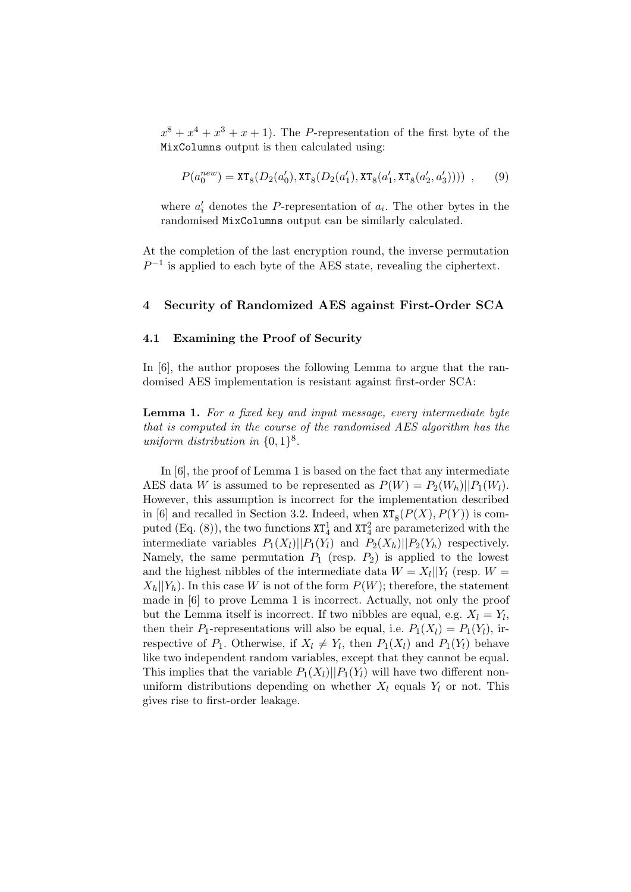$x^8 + x^4 + x^3 + x + 1$). The $P$-representation of the first byte of the `MixColumns` output is then calculated using:

$$P(a_0^{new}) = \mathtt{XT}_8(D_2(a_0'), \mathtt{XT}_8(D_2(a_1'), \mathtt{XT}_8(a_1', \mathtt{XT}_8(a_2', a_3')))) \ , \qquad (9)$$

where $a_i'$ denotes the $P$-representation of $a_i$. The other bytes in the randomised `MixColumns` output can be similarly calculated.

At the completion of the last encryption round, the inverse permutation $P^{-1}$ is applied to each byte of the AES state, revealing the ciphertext.

## 4 Security of Randomized AES against First-Order SCA

### 4.1 Examining the Proof of Security

In [6], the author proposes the following Lemma to argue that the randomised AES implementation is resistant against first-order SCA:

**Lemma 1.** *For a fixed key and input message, every intermediate byte that is computed in the course of the randomised AES algorithm has the uniform distribution in* $\{0,1\}^8$.

In [6], the proof of Lemma 1 is based on the fact that any intermediate AES data $W$ is assumed to be represented as $P(W) = P_2(W_h)||P_1(W_l)$. However, this assumption is incorrect for the implementation described in [6] and recalled in Section 3.2. Indeed, when $\mathtt{XT}_8(P(X), P(Y))$ is computed (Eq. (8)), the two functions $\mathtt{XT}_4^1$ and $\mathtt{XT}_4^2$ are parameterized with the intermediate variables $P_1(X_l)||P_1(Y_l)$ and $P_2(X_h)||P_2(Y_h)$ respectively. Namely, the same permutation $P_1$ (resp. $P_2$) is applied to the lowest and the highest nibbles of the intermediate data $W = X_l||Y_l$ (resp. $W = X_h||Y_h$). In this case $W$ is not of the form $P(W)$; therefore, the statement made in [6] to prove Lemma 1 is incorrect. Actually, not only the proof but the Lemma itself is incorrect. If two nibbles are equal, e.g. $X_l = Y_l$, then their $P_1$-representations will also be equal, i.e. $P_1(X_l) = P_1(Y_l)$, irrespective of $P_1$. Otherwise, if $X_l \neq Y_l$, then $P_1(X_l)$ and $P_1(Y_l)$ behave like two independent random variables, except that they cannot be equal. This implies that the variable $P_1(X_l)||P_1(Y_l)$ will have two different non-uniform distributions depending on whether $X_l$ equals $Y_l$ or not. This gives rise to first-order leakage.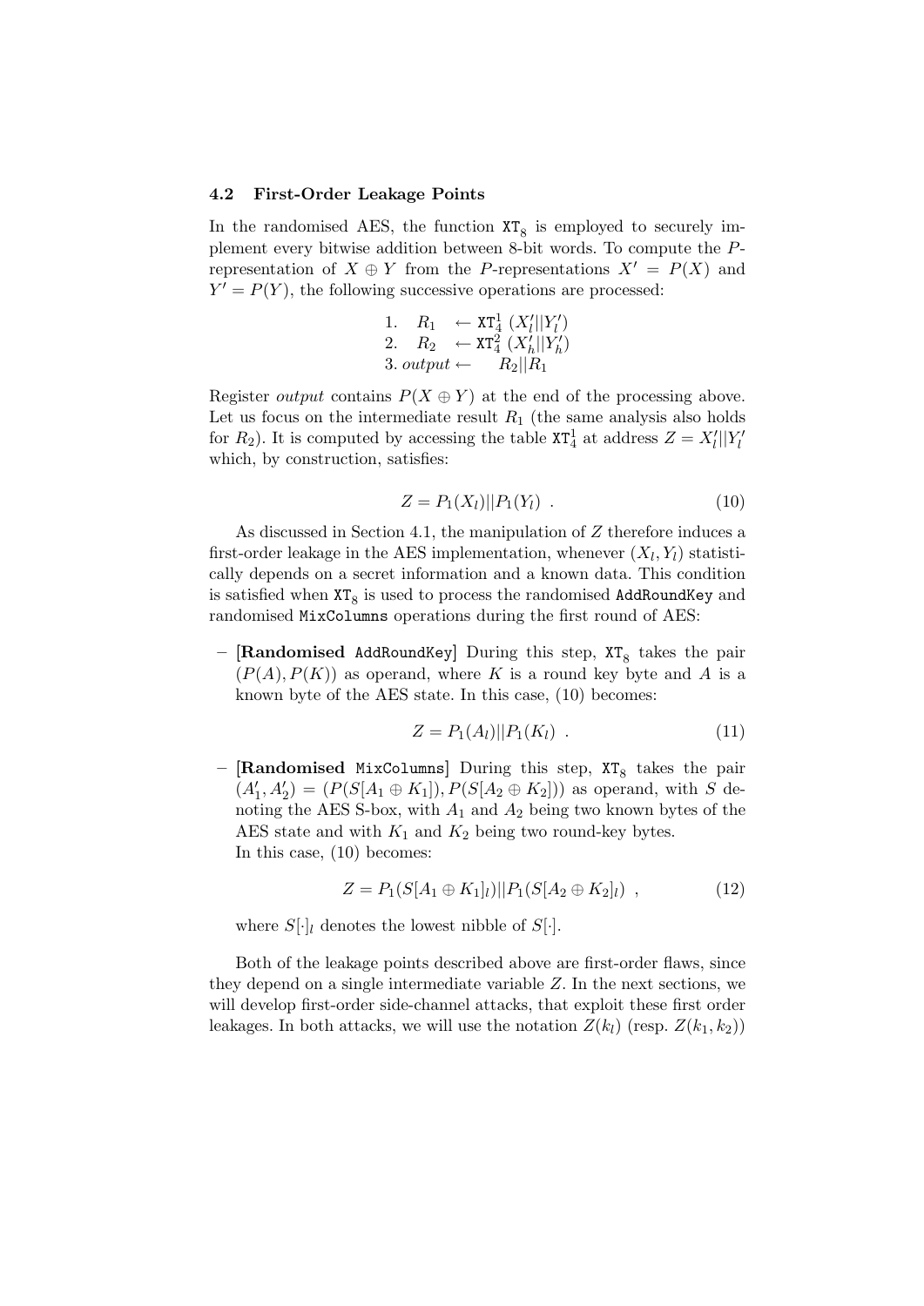### 4.2 First-Order Leakage Points

In the randomised AES, the function $\mathtt{XT}_8$ is employed to securely implement every bitwise addition between 8-bit words. To compute the $P$-representation of $X \oplus Y$ from the $P$-representations $X' = P(X)$ and $Y' = P(Y)$, the following successive operations are processed:

$$\begin{array}{lll} 1. & R_1 & \leftarrow \mathtt{XT}_4^1\ (X'_l || Y'_l) \\ 2. & R_2 & \leftarrow \mathtt{XT}_4^2\ (X'_h || Y'_h) \\ 3. & output \leftarrow & R_2 || R_1 \end{array}$$

Register *output* contains $P(X \oplus Y)$ at the end of the processing above. Let us focus on the intermediate result $R_1$ (the same analysis also holds for $R_2$). It is computed by accessing the table $\mathtt{XT}_4^1$ at address $Z = X'_l || Y'_l$ which, by construction, satisfies:

$$Z = P_1(X_l) || P_1(Y_l) \ . \tag{10}$$

As discussed in Section 4.1, the manipulation of $Z$ therefore induces a first-order leakage in the AES implementation, whenever $(X_l, Y_l)$ statistically depends on a secret information and a known data. This condition is satisfied when $\mathtt{XT}_8$ is used to process the randomised `AddRoundKey` and randomised `MixColumns` operations during the first round of AES:

- **[Randomised `AddRoundKey`]** During this step, $\mathtt{XT}_8$ takes the pair $(P(A), P(K))$ as operand, where $K$ is a round key byte and $A$ is a known byte of the AES state. In this case, (10) becomes:

$$Z = P_1(A_l) || P_1(K_l) \ . \tag{11}$$

- **[Randomised `MixColumns`]** During this step, $\mathtt{XT}_8$ takes the pair $(A'_1, A'_2) = (P(S[A_1 \oplus K_1]), P(S[A_2 \oplus K_2]))$ as operand, with $S$ denoting the AES S-box, with $A_1$ and $A_2$ being two known bytes of the AES state and with $K_1$ and $K_2$ being two round-key bytes.
  In this case, (10) becomes:

$$Z = P_1(S[A_1 \oplus K_1]_l) || P_1(S[A_2 \oplus K_2]_l) \ , \tag{12}$$

  where $S[\cdot]_l$ denotes the lowest nibble of $S[\cdot]$.

Both of the leakage points described above are first-order flaws, since they depend on a single intermediate variable $Z$. In the next sections, we will develop first-order side-channel attacks, that exploit these first order leakages. In both attacks, we will use the notation $Z(k_l)$ (resp. $Z(k_1, k_2)$)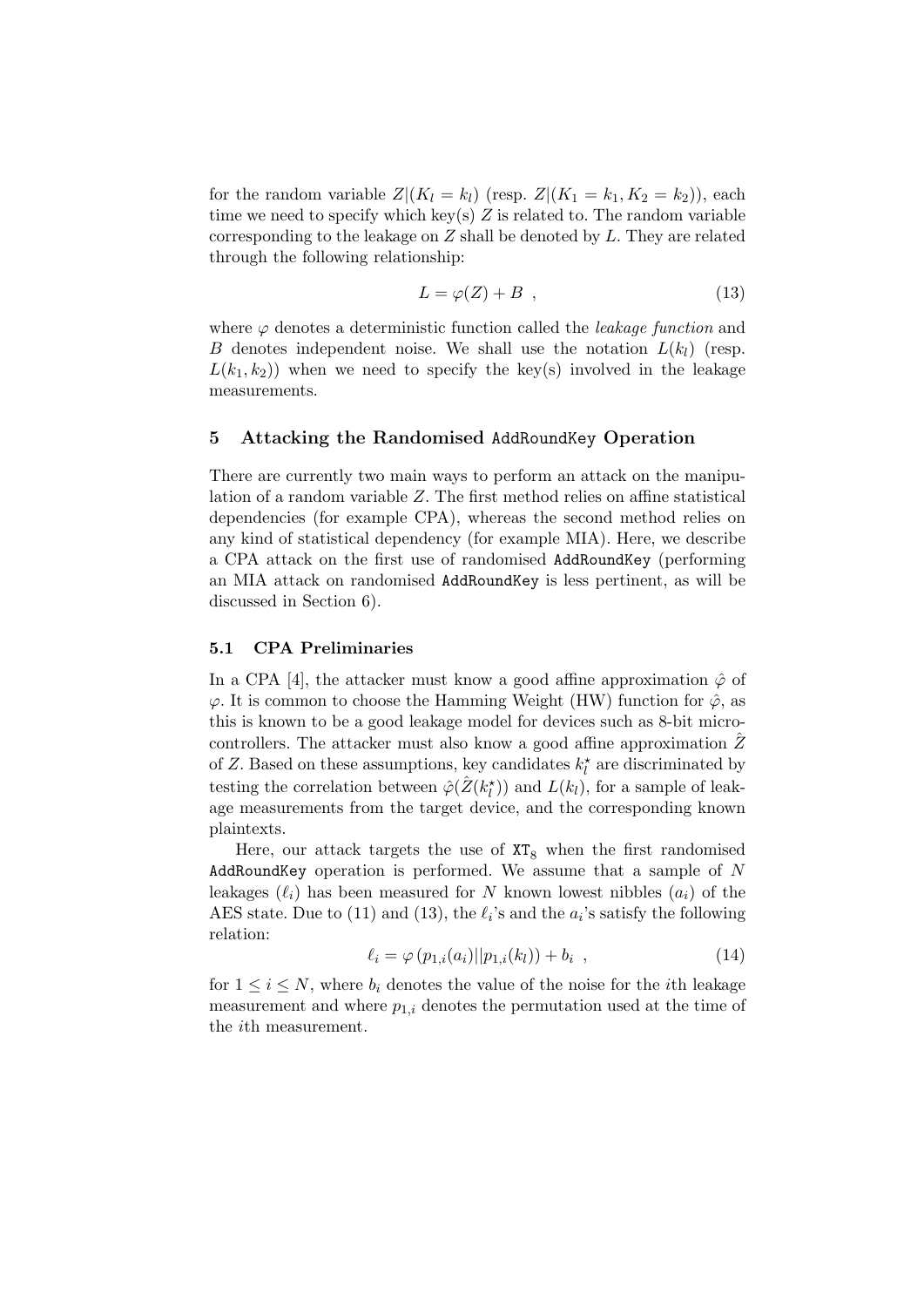for the random variable $Z|(K_l = k_l)$ (resp. $Z|(K_1 = k_1, K_2 = k_2)$), each time we need to specify which key(s) $Z$ is related to. The random variable corresponding to the leakage on $Z$ shall be denoted by $L$. They are related through the following relationship:

$$L = \varphi(Z) + B \enspace , \tag{13}$$

where $\varphi$ denotes a deterministic function called the *leakage function* and $B$ denotes independent noise. We shall use the notation $L(k_l)$ (resp. $L(k_1, k_2)$) when we need to specify the key(s) involved in the leakage measurements.

## 5 Attacking the Randomised `AddRoundKey` Operation

There are currently two main ways to perform an attack on the manipulation of a random variable $Z$. The first method relies on affine statistical dependencies (for example CPA), whereas the second method relies on any kind of statistical dependency (for example MIA). Here, we describe a CPA attack on the first use of randomised `AddRoundKey` (performing an MIA attack on randomised `AddRoundKey` is less pertinent, as will be discussed in Section 6).

### 5.1 CPA Preliminaries

In a CPA [4], the attacker must know a good affine approximation $\hat{\varphi}$ of $\varphi$. It is common to choose the Hamming Weight (HW) function for $\hat{\varphi}$, as this is known to be a good leakage model for devices such as 8-bit microcontrollers. The attacker must also know a good affine approximation $\hat{Z}$ of $Z$. Based on these assumptions, key candidates $k_l^{\star}$ are discriminated by testing the correlation between $\hat{\varphi}(\hat{Z}(k_l^{\star}))$ and $L(k_l)$, for a sample of leakage measurements from the target device, and the corresponding known plaintexts.

Here, our attack targets the use of $\mathtt{XT}_8$ when the first randomised `AddRoundKey` operation is performed. We assume that a sample of $N$ leakages $(\ell_i)$ has been measured for $N$ known lowest nibbles $(a_i)$ of the AES state. Due to (11) and (13), the $\ell_i$'s and the $a_i$'s satisfy the following relation:

$$\ell_i = \varphi\left(p_{1,i}(a_i) || p_{1,i}(k_l)\right) + b_i \enspace , \tag{14}$$

for $1 \leq i \leq N$, where $b_i$ denotes the value of the noise for the $i$th leakage measurement and where $p_{1,i}$ denotes the permutation used at the time of the $i$th measurement.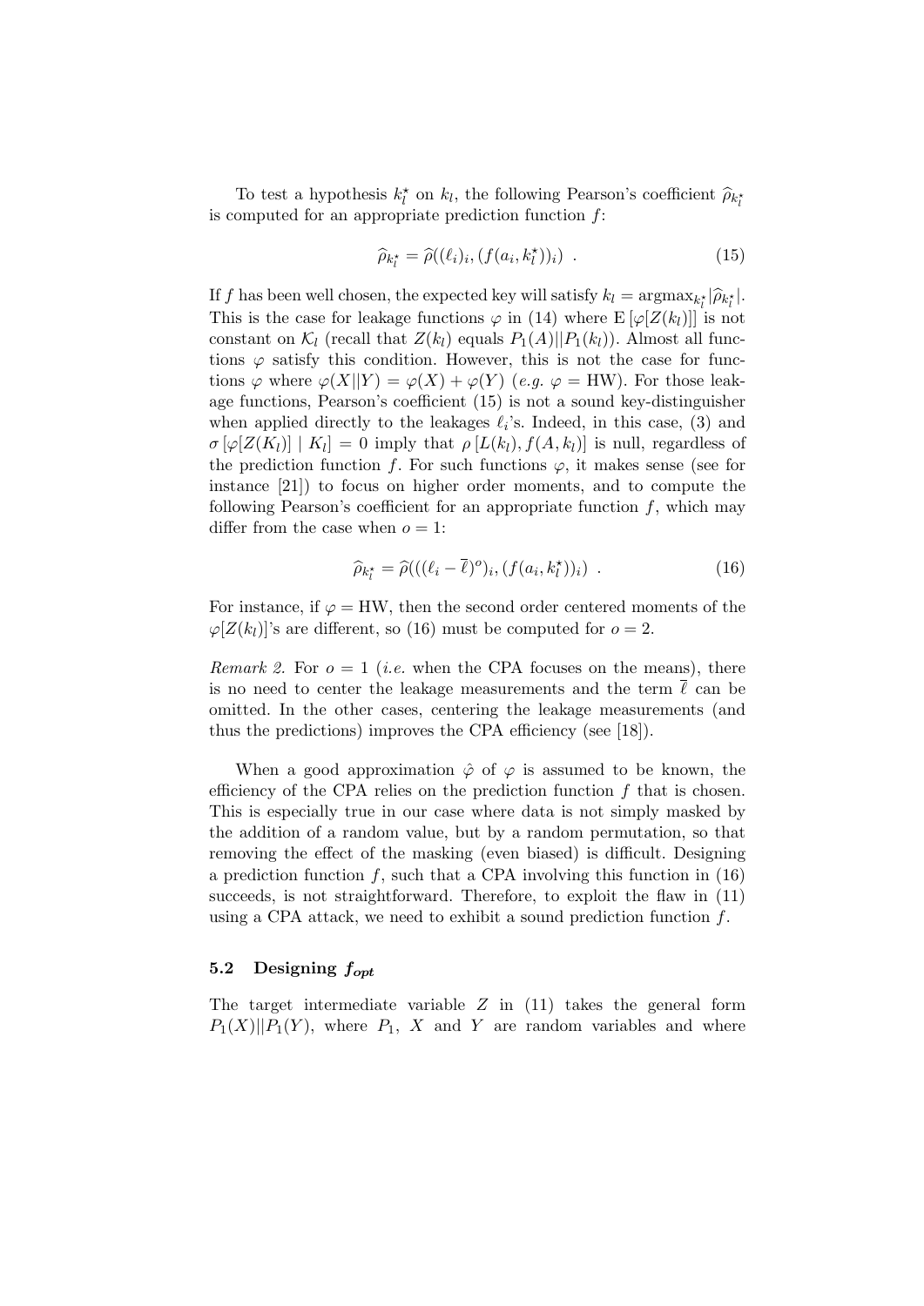To test a hypothesis $k_l^\star$ on $k_l$, the following Pearson's coefficient $\widehat{\rho}_{k_l^\star}$ is computed for an appropriate prediction function $f$:

$$\widehat{\rho}_{k_l^\star} = \widehat{\rho}((\ell_i)_i, (f(a_i, k_l^\star))_i) \ . \tag{15}$$

If $f$ has been well chosen, the expected key will satisfy $k_l = \mathrm{argmax}_{k_l^\star} |\widehat{\rho}_{k_l^\star}|$. This is the case for leakage functions $\varphi$ in (14) where $\mathrm{E}[\varphi[Z(k_l)]]$ is not constant on $\mathcal{K}_l$ (recall that $Z(k_l)$ equals $P_1(A)||P_1(k_l)$). Almost all functions $\varphi$ satisfy this condition. However, this is not the case for functions $\varphi$ where $\varphi(X||Y) = \varphi(X) + \varphi(Y)$ (*e.g.* $\varphi = \mathrm{HW}$). For those leakage functions, Pearson's coefficient (15) is not a sound key-distinguisher when applied directly to the leakages $\ell_i$'s. Indeed, in this case, (3) and $\sigma[\varphi[Z(K_l)] \mid K_l] = 0$ imply that $\rho[L(k_l), f(A, k_l)]$ is null, regardless of the prediction function $f$. For such functions $\varphi$, it makes sense (see for instance [21]) to focus on higher order moments, and to compute the following Pearson's coefficient for an appropriate function $f$, which may differ from the case when $o = 1$:

$$\widehat{\rho}_{k_l^\star} = \widehat{\rho}(((\ell_i - \overline{\ell})^o)_i, (f(a_i, k_l^\star))_i) \ . \tag{16}$$

For instance, if $\varphi = \mathrm{HW}$, then the second order centered moments of the $\varphi[Z(k_l)]$'s are different, so (16) must be computed for $o = 2$.

*Remark 2.* For $o = 1$ (*i.e.* when the CPA focuses on the means), there is no need to center the leakage measurements and the term $\overline{\ell}$ can be omitted. In the other cases, centering the leakage measurements (and thus the predictions) improves the CPA efficiency (see [18]).

When a good approximation $\hat{\varphi}$ of $\varphi$ is assumed to be known, the efficiency of the CPA relies on the prediction function $f$ that is chosen. This is especially true in our case where data is not simply masked by the addition of a random value, but by a random permutation, so that removing the effect of the masking (even biased) is difficult. Designing a prediction function $f$, such that a CPA involving this function in (16) succeeds, is not straightforward. Therefore, to exploit the flaw in (11) using a CPA attack, we need to exhibit a sound prediction function $f$.

### 5.2 Designing $f_{opt}$

The target intermediate variable $Z$ in (11) takes the general form $P_1(X)||P_1(Y)$, where $P_1$, $X$ and $Y$ are random variables and where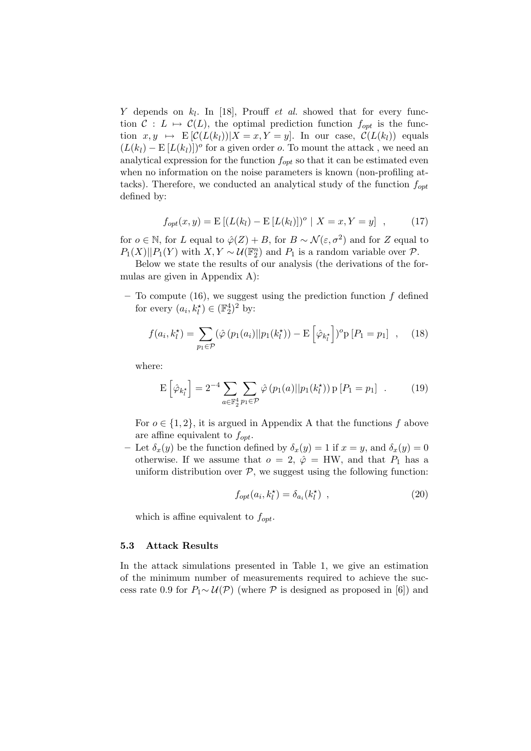$Y$ depends on $k_l$. In [18], Prouff *et al.* showed that for every function $\mathcal{C} : L \mapsto \mathcal{C}(L)$, the optimal prediction function $f_{opt}$ is the function $x, y \mapsto \mathrm{E}\left[\mathcal{C}(L(k_l))|X = x, Y = y\right]$. In our case, $\mathcal{C}(L(k_l))$ equals $(L(k_l) - \mathrm{E}\left[L(k_l)\right])^o$ for a given order $o$. To mount the attack , we need an analytical expression for the function $f_{opt}$ so that it can be estimated even when no information on the noise parameters is known (non-profiling attacks). Therefore, we conducted an analytical study of the function $f_{opt}$ defined by:

$$f_{opt}(x, y) = \mathrm{E}\left[(L(k_l) - \mathrm{E}\left[L(k_l)\right])^o \mid X = x, Y = y\right] \quad , \tag{17}$$

for $o \in \mathbb{N}$, for $L$ equal to $\hat{\varphi}(Z) + B$, for $B \sim \mathcal{N}(\varepsilon, \sigma^2)$ and for $Z$ equal to $P_1(X)||P_1(Y)$ with $X, Y \sim \mathcal{U}(\mathbb{F}_2^n)$ and $P_1$ is a random variable over $\mathcal{P}$.

Below we state the results of our analysis (the derivations of the formulas are given in Appendix A):

- To compute (16), we suggest using the prediction function $f$ defined for every $(a_i, k_l^\star) \in (\mathbb{F}_2^4)^2$ by:

$$f(a_i, k_l^\star) = \sum_{p_1 \in \mathcal{P}} (\hat{\varphi}\left(p_1(a_i)||p_1(k_l^\star)\right) - \mathrm{E}\left[\hat{\varphi}_{k_l^\star}\right])^o \mathrm{p}\left[P_1 = p_1\right] \quad , \tag{18}$$

  where:

$$\mathrm{E}\left[\hat{\varphi}_{k_l^\star}\right] = 2^{-4} \sum_{a \in \mathbb{F}_2^4} \sum_{p_1 \in \mathcal{P}} \hat{\varphi}\left(p_1(a)||p_1(k_l^\star)\right) \mathrm{p}\left[P_1 = p_1\right] \quad . \tag{19}$$

  For $o \in \{1, 2\}$, it is argued in Appendix A that the functions $f$ above are affine equivalent to $f_{opt}$.

- Let $\delta_x(y)$ be the function defined by $\delta_x(y) = 1$ if $x = y$, and $\delta_x(y) = 0$ otherwise. If we assume that $o = 2$, $\hat{\varphi} = \mathrm{HW}$, and that $P_1$ has a uniform distribution over $\mathcal{P}$, we suggest using the following function:

$$f_{opt}(a_i, k_l^\star) = \delta_{a_i}(k_l^\star) \quad , \tag{20}$$

  which is affine equivalent to $f_{opt}$.

### 5.3 Attack Results

In the attack simulations presented in Table 1, we give an estimation of the minimum number of measurements required to achieve the success rate 0.9 for $P_1 \sim \mathcal{U}(\mathcal{P})$ (where $\mathcal{P}$ is designed as proposed in [6]) and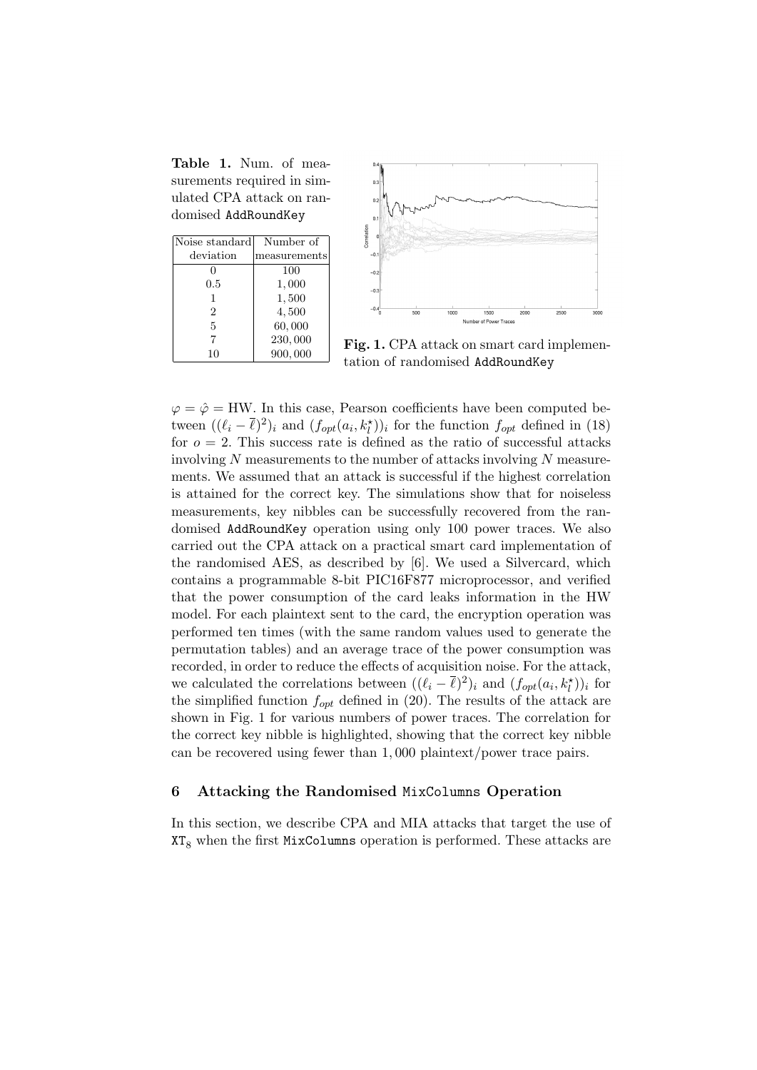**Table 1.** Num. of measurements required in simulated CPA attack on randomised AddRoundKey

| Noise standard deviation | Number of measurements |
|---|---|
| 0 | 100 |
| 0.5 | 1,000 |
| 1 | 1,500 |
| 2 | 4,500 |
| 5 | 60,000 |
| 7 | 230,000 |
| 10 | 900,000 |

**Fig. 1.** CPA attack on smart card implementation of randomised AddRoundKey

$\varphi = \hat{\varphi} = \mathrm{HW}$. In this case, Pearson coefficients have been computed between $((\ell_i - \overline{\ell})^2)_i$ and $(f_{opt}(a_i, k_l^\star))_i$ for the function $f_{opt}$ defined in (18) for $o = 2$. This success rate is defined as the ratio of successful attacks involving $N$ measurements to the number of attacks involving $N$ measurements. We assumed that an attack is successful if the highest correlation is attained for the correct key. The simulations show that for noiseless measurements, key nibbles can be successfully recovered from the randomised AddRoundKey operation using only 100 power traces. We also carried out the CPA attack on a practical smart card implementation of the randomised AES, as described by [6]. We used a Silvercard, which contains a programmable 8-bit PIC16F877 microprocessor, and verified that the power consumption of the card leaks information in the HW model. For each plaintext sent to the card, the encryption operation was performed ten times (with the same random values used to generate the permutation tables) and an average trace of the power consumption was recorded, in order to reduce the effects of acquisition noise. For the attack, we calculated the correlations between $((\ell_i - \overline{\ell})^2)_i$ and $(f_{opt}(a_i, k_l^\star))_i$ for the simplified function $f_{opt}$ defined in (20). The results of the attack are shown in Fig. 1 for various numbers of power traces. The correlation for the correct key nibble is highlighted, showing that the correct key nibble can be recovered using fewer than 1,000 plaintext/power trace pairs.

## 6 Attacking the Randomised MixColumns Operation

In this section, we describe CPA and MIA attacks that target the use of $\mathtt{XT}_8$ when the first MixColumns operation is performed. These attacks are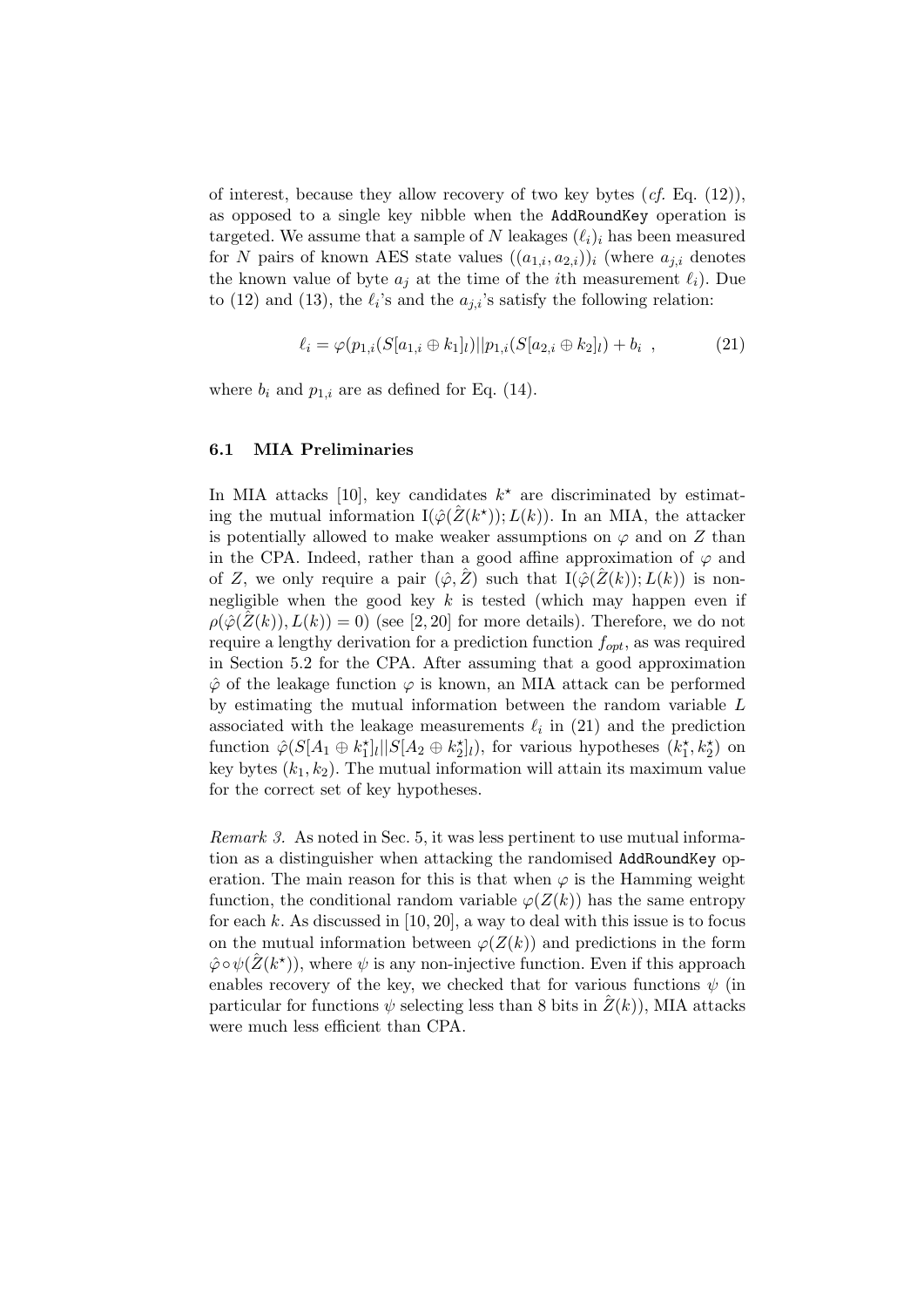of interest, because they allow recovery of two key bytes (*cf.* Eq. (12)), as opposed to a single key nibble when the `AddRoundKey` operation is targeted. We assume that a sample of $N$ leakages $(\ell_i)_i$ has been measured for $N$ pairs of known AES state values $((a_{1,i}, a_{2,i}))_i$ (where $a_{j,i}$ denotes the known value of byte $a_j$ at the time of the $i$th measurement $\ell_i$). Due to (12) and (13), the $\ell_i$'s and the $a_{j,i}$'s satisfy the following relation:

$$\ell_i = \varphi(p_{1,i}(S[a_{1,i} \oplus k_1]_l)||p_{1,i}(S[a_{2,i} \oplus k_2]_l) + b_i \ , \tag{21}$$

where $b_i$ and $p_{1,i}$ are as defined for Eq. (14).

### 6.1 MIA Preliminaries

In MIA attacks [10], key candidates $k^\star$ are discriminated by estimating the mutual information $\mathrm{I}(\hat{\varphi}(\hat{Z}(k^\star)); L(k))$. In an MIA, the attacker is potentially allowed to make weaker assumptions on $\varphi$ and on $Z$ than in the CPA. Indeed, rather than a good affine approximation of $\varphi$ and of $Z$, we only require a pair $(\hat{\varphi}, \hat{Z})$ such that $\mathrm{I}(\hat{\varphi}(\hat{Z}(k)); L(k))$ is non-negligible when the good key $k$ is tested (which may happen even if $\rho(\hat{\varphi}(\hat{Z}(k)), L(k)) = 0$) (see [2, 20] for more details). Therefore, we do not require a lengthy derivation for a prediction function $f_{opt}$, as was required in Section 5.2 for the CPA. After assuming that a good approximation $\hat{\varphi}$ of the leakage function $\varphi$ is known, an MIA attack can be performed by estimating the mutual information between the random variable $L$ associated with the leakage measurements $\ell_i$ in (21) and the prediction function $\hat{\varphi}(S[A_1 \oplus k_1^\star]_l||S[A_2 \oplus k_2^\star]_l)$, for various hypotheses $(k_1^\star, k_2^\star)$ on key bytes $(k_1, k_2)$. The mutual information will attain its maximum value for the correct set of key hypotheses.

*Remark 3.* As noted in Sec. 5, it was less pertinent to use mutual information as a distinguisher when attacking the randomised `AddRoundKey` operation. The main reason for this is that when $\varphi$ is the Hamming weight function, the conditional random variable $\varphi(Z(k))$ has the same entropy for each $k$. As discussed in [10, 20], a way to deal with this issue is to focus on the mutual information between $\varphi(Z(k))$ and predictions in the form $\hat{\varphi} \circ \psi(\hat{Z}(k^\star))$, where $\psi$ is any non-injective function. Even if this approach enables recovery of the key, we checked that for various functions $\psi$ (in particular for functions $\psi$ selecting less than 8 bits in $\hat{Z}(k)$), MIA attacks were much less efficient than CPA.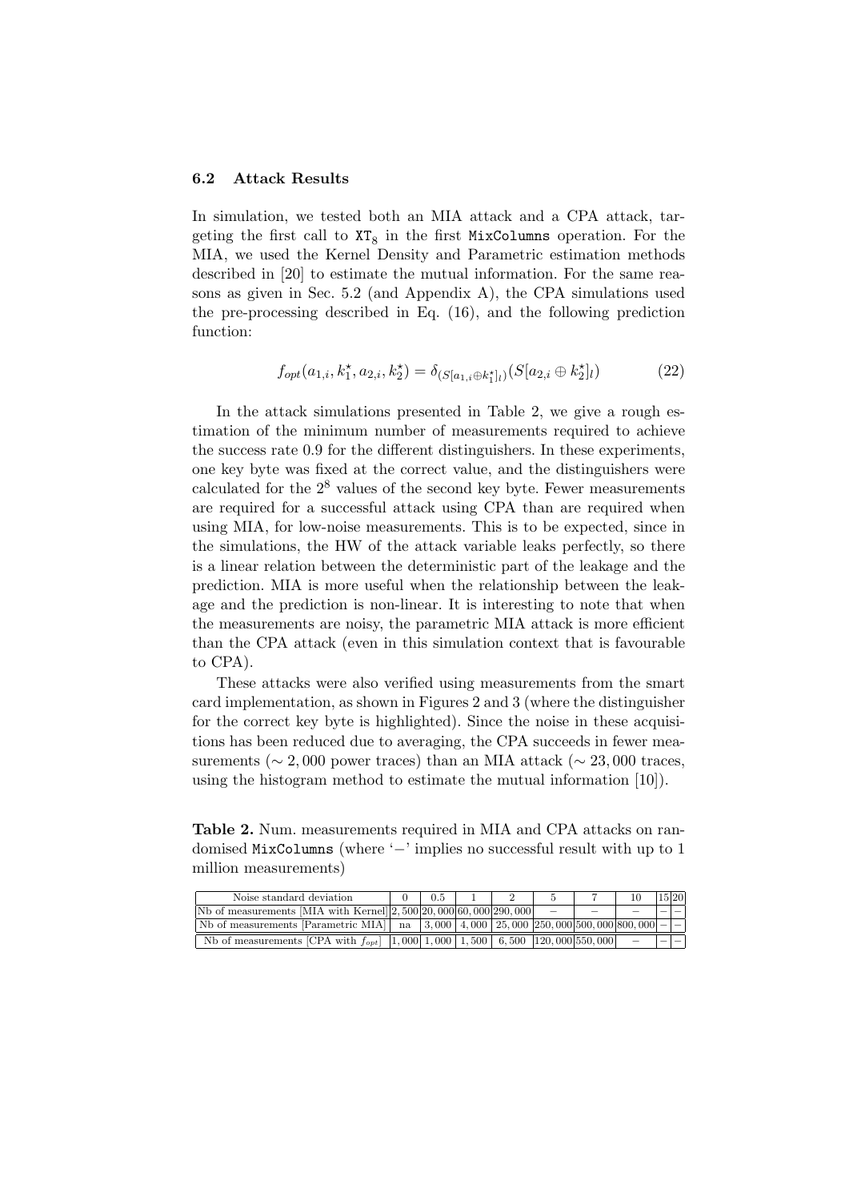### 6.2 Attack Results

In simulation, we tested both an MIA attack and a CPA attack, targeting the first call to $\mathtt{XT}_8$ in the first `MixColumns` operation. For the MIA, we used the Kernel Density and Parametric estimation methods described in [20] to estimate the mutual information. For the same reasons as given in Sec. 5.2 (and Appendix A), the CPA simulations used the pre-processing described in Eq. (16), and the following prediction function:

$$f_{opt}(a_{1,i}, k_1^\star, a_{2,i}, k_2^\star) = \delta_{(S[a_{1,i} \oplus k_1^\star]_l)}(S[a_{2,i} \oplus k_2^\star]_l) \tag{22}$$

In the attack simulations presented in Table 2, we give a rough estimation of the minimum number of measurements required to achieve the success rate 0.9 for the different distinguishers. In these experiments, one key byte was fixed at the correct value, and the distinguishers were calculated for the $2^8$ values of the second key byte. Fewer measurements are required for a successful attack using CPA than are required when using MIA, for low-noise measurements. This is to be expected, since in the simulations, the HW of the attack variable leaks perfectly, so there is a linear relation between the deterministic part of the leakage and the prediction. MIA is more useful when the relationship between the leakage and the prediction is non-linear. It is interesting to note that when the measurements are noisy, the parametric MIA attack is more efficient than the CPA attack (even in this simulation context that is favourable to CPA).

These attacks were also verified using measurements from the smart card implementation, as shown in Figures 2 and 3 (where the distinguisher for the correct key byte is highlighted). Since the noise in these acquisitions has been reduced due to averaging, the CPA succeeds in fewer measurements ($\sim 2,000$ power traces) than an MIA attack ($\sim 23,000$ traces, using the histogram method to estimate the mutual information [10]).

**Table 2.** Num. measurements required in MIA and CPA attacks on randomised `MixColumns` (where '$-$' implies no successful result with up to 1 million measurements)

| Noise standard deviation | 0 | 0.5 | 1 | 2 | 5 | 7 | 10 | 15 | 20 |
|---|---|---|---|---|---|---|---|---|---|
| Nb of measurements [MIA with Kernel] | 2,500 | 20,000 | 60,000 | 290,000 | $-$ | $-$ | $-$ | $-$ | $-$ |
| Nb of measurements [Parametric MIA] | na | 3,000 | 4,000 | 25,000 | 250,000 | 500,000 | 800,000 | $-$ | $-$ |
| Nb of measurements [CPA with $f_{opt}$] | 1,000 | 1,000 | 1,500 | 6,500 | 120,000 | 550,000 | $-$ | $-$ | $-$ |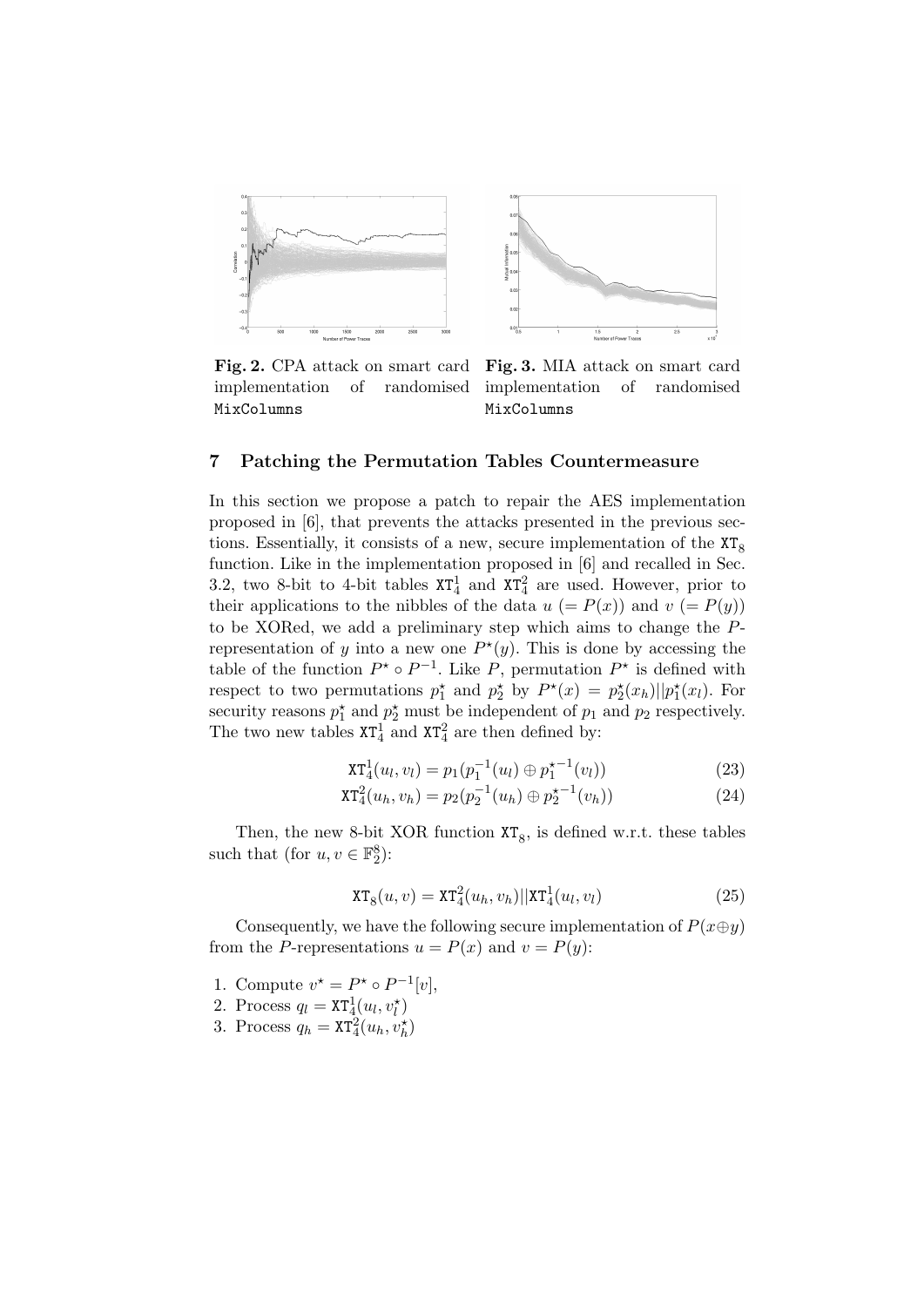**Fig. 2.** CPA attack on smart card implementation of randomised `MixColumns`

**Fig. 3.** MIA attack on smart card implementation of randomised `MixColumns`

## 7 Patching the Permutation Tables Countermeasure

In this section we propose a patch to repair the AES implementation proposed in [6], that prevents the attacks presented in the previous sections. Essentially, it consists of a new, secure implementation of the $\mathtt{XT}_8$ function. Like in the implementation proposed in [6] and recalled in Sec. 3.2, two 8-bit to 4-bit tables $\mathtt{XT}_4^1$ and $\mathtt{XT}_4^2$ are used. However, prior to their applications to the nibbles of the data $u$ $(= P(x))$ and $v$ $(= P(y))$ to be XORed, we add a preliminary step which aims to change the $P$-representation of $y$ into a new one $P^\star(y)$. This is done by accessing the table of the function $P^\star \circ P^{-1}$. Like $P$, permutation $P^\star$ is defined with respect to two permutations $p_1^\star$ and $p_2^\star$ by $P^\star(x) = p_2^\star(x_h)||p_1^\star(x_l)$. For security reasons $p_1^\star$ and $p_2^\star$ must be independent of $p_1$ and $p_2$ respectively. The two new tables $\mathtt{XT}_4^1$ and $\mathtt{XT}_4^2$ are then defined by:

$$\mathtt{XT}_4^1(u_l, v_l) = p_1(p_1^{-1}(u_l) \oplus {p_1^\star}^{-1}(v_l)) \tag{23}$$

$$\mathtt{XT}_4^2(u_h, v_h) = p_2(p_2^{-1}(u_h) \oplus {p_2^\star}^{-1}(v_h)) \tag{24}$$

Then, the new 8-bit XOR function $\mathtt{XT}_8$, is defined w.r.t. these tables such that (for $u, v \in \mathbb{F}_2^8$):

$$\mathtt{XT}_8(u, v) = \mathtt{XT}_4^2(u_h, v_h)||\mathtt{XT}_4^1(u_l, v_l) \tag{25}$$

Consequently, we have the following secure implementation of $P(x \oplus y)$ from the $P$-representations $u = P(x)$ and $v = P(y)$:

1. Compute $v^\star = P^\star \circ P^{-1}[v]$,
2. Process $q_l = \mathtt{XT}_4^1(u_l, v_l^\star)$
3. Process $q_h = \mathtt{XT}_4^2(u_h, v_h^\star)$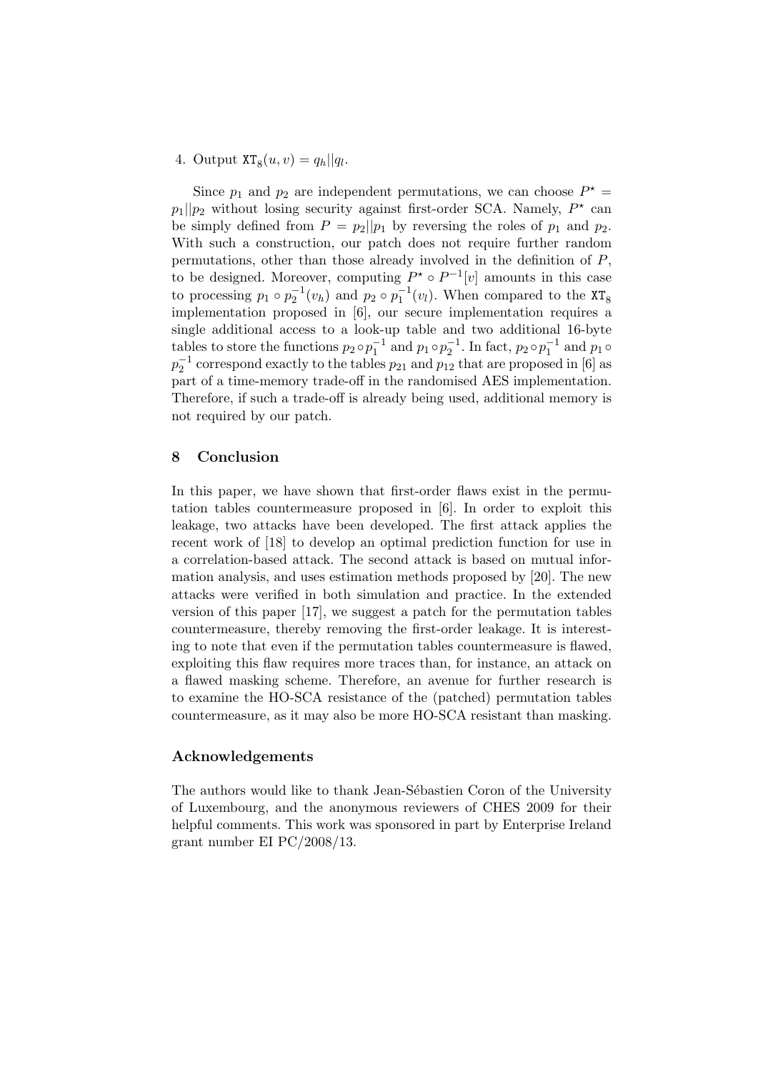4. Output $\mathtt{XT}_8(u, v) = q_h || q_l$.

Since $p_1$ and $p_2$ are independent permutations, we can choose $P^\star = p_1 || p_2$ without losing security against first-order SCA. Namely, $P^\star$ can be simply defined from $P = p_2 || p_1$ by reversing the roles of $p_1$ and $p_2$. With such a construction, our patch does not require further random permutations, other than those already involved in the definition of $P$, to be designed. Moreover, computing $P^\star \circ P^{-1}[v]$ amounts in this case to processing $p_1 \circ p_2^{-1}(v_h)$ and $p_2 \circ p_1^{-1}(v_l)$. When compared to the $\mathtt{XT}_8$ implementation proposed in [6], our secure implementation requires a single additional access to a look-up table and two additional 16-byte tables to store the functions $p_2 \circ p_1^{-1}$ and $p_1 \circ p_2^{-1}$. In fact, $p_2 \circ p_1^{-1}$ and $p_1 \circ p_2^{-1}$ correspond exactly to the tables $p_{21}$ and $p_{12}$ that are proposed in [6] as part of a time-memory trade-off in the randomised AES implementation. Therefore, if such a trade-off is already being used, additional memory is not required by our patch.

## 8 Conclusion

In this paper, we have shown that first-order flaws exist in the permutation tables countermeasure proposed in [6]. In order to exploit this leakage, two attacks have been developed. The first attack applies the recent work of [18] to develop an optimal prediction function for use in a correlation-based attack. The second attack is based on mutual information analysis, and uses estimation methods proposed by [20]. The new attacks were verified in both simulation and practice. In the extended version of this paper [17], we suggest a patch for the permutation tables countermeasure, thereby removing the first-order leakage. It is interesting to note that even if the permutation tables countermeasure is flawed, exploiting this flaw requires more traces than, for instance, an attack on a flawed masking scheme. Therefore, an avenue for further research is to examine the HO-SCA resistance of the (patched) permutation tables countermeasure, as it may also be more HO-SCA resistant than masking.

### Acknowledgements

The authors would like to thank Jean-Sébastien Coron of the University of Luxembourg, and the anonymous reviewers of CHES 2009 for their helpful comments. This work was sponsored in part by Enterprise Ireland grant number EI PC/2008/13.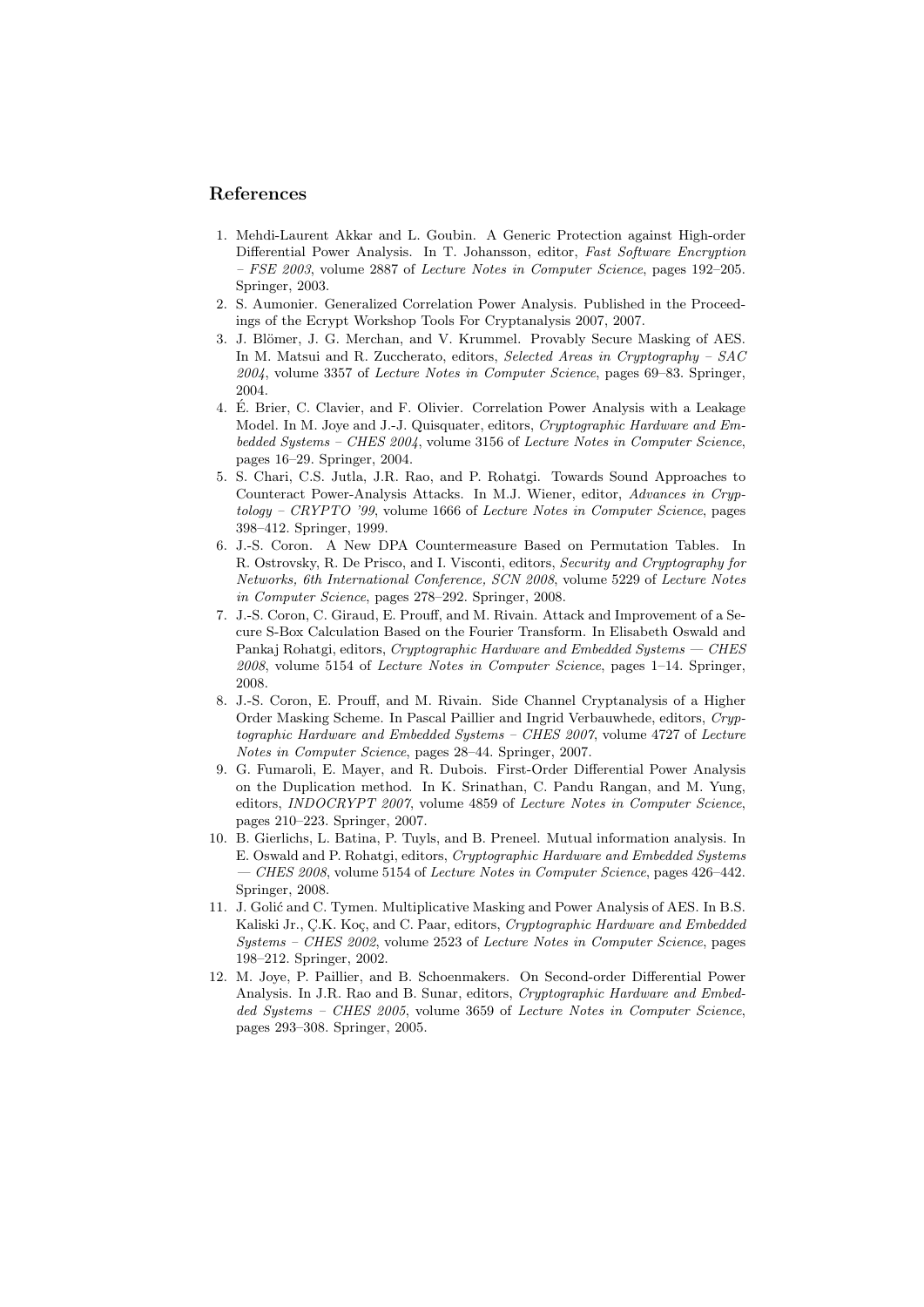## References

1. Mehdi-Laurent Akkar and L. Goubin. A Generic Protection against High-order Differential Power Analysis. In T. Johansson, editor, *Fast Software Encryption – FSE 2003*, volume 2887 of *Lecture Notes in Computer Science*, pages 192–205. Springer, 2003.
2. S. Aumonier. Generalized Correlation Power Analysis. Published in the Proceedings of the Ecrypt Workshop Tools For Cryptanalysis 2007, 2007.
3. J. Blömer, J. G. Merchan, and V. Krummel. Provably Secure Masking of AES. In M. Matsui and R. Zuccherato, editors, *Selected Areas in Cryptography – SAC 2004*, volume 3357 of *Lecture Notes in Computer Science*, pages 69–83. Springer, 2004.
4. É. Brier, C. Clavier, and F. Olivier. Correlation Power Analysis with a Leakage Model. In M. Joye and J.-J. Quisquater, editors, *Cryptographic Hardware and Embedded Systems – CHES 2004*, volume 3156 of *Lecture Notes in Computer Science*, pages 16–29. Springer, 2004.
5. S. Chari, C.S. Jutla, J.R. Rao, and P. Rohatgi. Towards Sound Approaches to Counteract Power-Analysis Attacks. In M.J. Wiener, editor, *Advances in Cryptology – CRYPTO '99*, volume 1666 of *Lecture Notes in Computer Science*, pages 398–412. Springer, 1999.
6. J.-S. Coron. A New DPA Countermeasure Based on Permutation Tables. In R. Ostrovsky, R. De Prisco, and I. Visconti, editors, *Security and Cryptography for Networks, 6th International Conference, SCN 2008*, volume 5229 of *Lecture Notes in Computer Science*, pages 278–292. Springer, 2008.
7. J.-S. Coron, C. Giraud, E. Prouff, and M. Rivain. Attack and Improvement of a Secure S-Box Calculation Based on the Fourier Transform. In Elisabeth Oswald and Pankaj Rohatgi, editors, *Cryptographic Hardware and Embedded Systems — CHES 2008*, volume 5154 of *Lecture Notes in Computer Science*, pages 1–14. Springer, 2008.
8. J.-S. Coron, E. Prouff, and M. Rivain. Side Channel Cryptanalysis of a Higher Order Masking Scheme. In Pascal Paillier and Ingrid Verbauwhede, editors, *Cryptographic Hardware and Embedded Systems – CHES 2007*, volume 4727 of *Lecture Notes in Computer Science*, pages 28–44. Springer, 2007.
9. G. Fumaroli, E. Mayer, and R. Dubois. First-Order Differential Power Analysis on the Duplication method. In K. Srinathan, C. Pandu Rangan, and M. Yung, editors, *INDOCRYPT 2007*, volume 4859 of *Lecture Notes in Computer Science*, pages 210–223. Springer, 2007.
10. B. Gierlichs, L. Batina, P. Tuyls, and B. Preneel. Mutual information analysis. In E. Oswald and P. Rohatgi, editors, *Cryptographic Hardware and Embedded Systems — CHES 2008*, volume 5154 of *Lecture Notes in Computer Science*, pages 426–442. Springer, 2008.
11. J. Golić and C. Tymen. Multiplicative Masking and Power Analysis of AES. In B.S. Kaliski Jr., Ç.K. Koç, and C. Paar, editors, *Cryptographic Hardware and Embedded Systems – CHES 2002*, volume 2523 of *Lecture Notes in Computer Science*, pages 198–212. Springer, 2002.
12. M. Joye, P. Paillier, and B. Schoenmakers. On Second-order Differential Power Analysis. In J.R. Rao and B. Sunar, editors, *Cryptographic Hardware and Embedded Systems – CHES 2005*, volume 3659 of *Lecture Notes in Computer Science*, pages 293–308. Springer, 2005.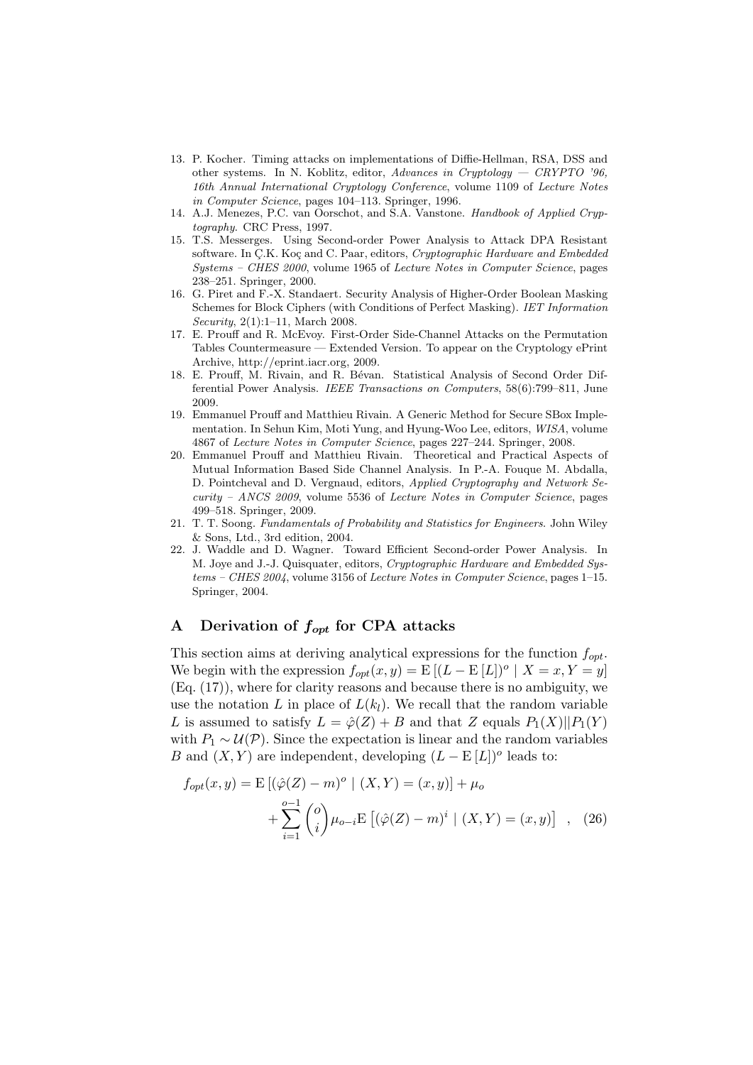13. P. Kocher. Timing attacks on implementations of Diffie-Hellman, RSA, DSS and other systems. In N. Koblitz, editor, *Advances in Cryptology — CRYPTO '96, 16th Annual International Cryptology Conference*, volume 1109 of *Lecture Notes in Computer Science*, pages 104–113. Springer, 1996.
14. A.J. Menezes, P.C. van Oorschot, and S.A. Vanstone. *Handbook of Applied Cryptography*. CRC Press, 1997.
15. T.S. Messerges. Using Second-order Power Analysis to Attack DPA Resistant software. In Ç.K. Koç and C. Paar, editors, *Cryptographic Hardware and Embedded Systems – CHES 2000*, volume 1965 of *Lecture Notes in Computer Science*, pages 238–251. Springer, 2000.
16. G. Piret and F.-X. Standaert. Security Analysis of Higher-Order Boolean Masking Schemes for Block Ciphers (with Conditions of Perfect Masking). *IET Information Security*, 2(1):1–11, March 2008.
17. E. Prouff and R. McEvoy. First-Order Side-Channel Attacks on the Permutation Tables Countermeasure — Extended Version. To appear on the Cryptology ePrint Archive, http://eprint.iacr.org, 2009.
18. E. Prouff, M. Rivain, and R. Bévan. Statistical Analysis of Second Order Differential Power Analysis. *IEEE Transactions on Computers*, 58(6):799–811, June 2009.
19. Emmanuel Prouff and Matthieu Rivain. A Generic Method for Secure SBox Implementation. In Sehun Kim, Moti Yung, and Hyung-Woo Lee, editors, *WISA*, volume 4867 of *Lecture Notes in Computer Science*, pages 227–244. Springer, 2008.
20. Emmanuel Prouff and Matthieu Rivain. Theoretical and Practical Aspects of Mutual Information Based Side Channel Analysis. In P.-A. Fouque M. Abdalla, D. Pointcheval and D. Vergnaud, editors, *Applied Cryptography and Network Security – ANCS 2009*, volume 5536 of *Lecture Notes in Computer Science*, pages 499–518. Springer, 2009.
21. T. T. Soong. *Fundamentals of Probability and Statistics for Engineers*. John Wiley & Sons, Ltd., 3rd edition, 2004.
22. J. Waddle and D. Wagner. Toward Efficient Second-order Power Analysis. In M. Joye and J.-J. Quisquater, editors, *Cryptographic Hardware and Embedded Systems – CHES 2004*, volume 3156 of *Lecture Notes in Computer Science*, pages 1–15. Springer, 2004.

# A Derivation of $f_{opt}$ for CPA attacks

This section aims at deriving analytical expressions for the function $f_{opt}$. We begin with the expression $f_{opt}(x, y) = \mathrm{E}\left[(L - \mathrm{E}\left[L\right])^o \mid X = x, Y = y\right]$ (Eq. (17)), where for clarity reasons and because there is no ambiguity, we use the notation $L$ in place of $L(k_l)$. We recall that the random variable $L$ is assumed to satisfy $L = \hat{\varphi}(Z) + B$ and that $Z$ equals $P_1(X)||P_1(Y)$ with $P_1 \sim \mathcal{U}(\mathcal{P})$. Since the expectation is linear and the random variables $B$ and $(X, Y)$ are independent, developing $(L - \mathrm{E}\left[L\right])^o$ leads to:

$$f_{opt}(x, y) = \mathrm{E}\left[(\hat{\varphi}(Z) - m)^o \mid (X, Y) = (x, y)\right] + \mu_o + \sum_{i=1}^{o-1} \binom{o}{i} \mu_{o-i} \mathrm{E}\left[(\hat{\varphi}(Z) - m)^i \mid (X, Y) = (x, y)\right] \quad , \quad (26)$$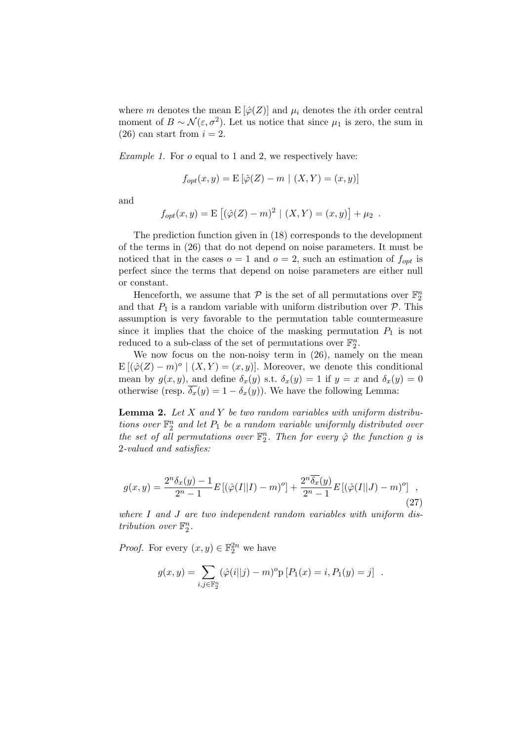where $m$ denotes the mean $\mathrm{E}[\hat{\varphi}(Z)]$ and $\mu_i$ denotes the $i$th order central moment of $B \sim \mathcal{N}(\varepsilon, \sigma^2)$. Let us notice that since $\mu_1$ is zero, the sum in (26) can start from $i = 2$.

*Example 1.* For $o$ equal to 1 and 2, we respectively have:

$$f_{opt}(x, y) = \mathrm{E}[\hat{\varphi}(Z) - m \mid (X, Y) = (x, y)]$$

and

$$f_{opt}(x, y) = \mathrm{E}\left[(\hat{\varphi}(Z) - m)^2 \mid (X, Y) = (x, y)\right] + \mu_2 \ .$$

The prediction function given in (18) corresponds to the development of the terms in (26) that do not depend on noise parameters. It must be noticed that in the cases $o = 1$ and $o = 2$, such an estimation of $f_{opt}$ is perfect since the terms that depend on noise parameters are either null or constant.

Henceforth, we assume that $\mathcal{P}$ is the set of all permutations over $\mathbb{F}_2^n$ and that $P_1$ is a random variable with uniform distribution over $\mathcal{P}$. This assumption is very favorable to the permutation table countermeasure since it implies that the choice of the masking permutation $P_1$ is not reduced to a sub-class of the set of permutations over $\mathbb{F}_2^n$.

We now focus on the non-noisy term in (26), namely on the mean $\mathrm{E}[(\hat{\varphi}(Z) - m)^o \mid (X, Y) = (x, y)]$. Moreover, we denote this conditional mean by $g(x, y)$, and define $\delta_x(y)$ s.t. $\delta_x(y) = 1$ if $y = x$ and $\delta_x(y) = 0$ otherwise (resp. $\overline{\delta_x}(y) = 1 - \delta_x(y)$). We have the following Lemma:

**Lemma 2.** *Let $X$ and $Y$ be two random variables with uniform distributions over $\mathbb{F}_2^n$ and let $P_1$ be a random variable uniformly distributed over the set of all permutations over $\mathbb{F}_2^n$. Then for every $\hat{\varphi}$ the function $g$ is 2-valued and satisfies:*

$$g(x, y) = \frac{2^n \delta_x(y) - 1}{2^n - 1} E[(\hat{\varphi}(I||I) - m)^o] + \frac{2^n \overline{\delta_x}(y)}{2^n - 1} E[(\hat{\varphi}(I||J) - m)^o] \ , \tag{27}$$

*where $I$ and $J$ are two independent random variables with uniform distribution over $\mathbb{F}_2^n$.*

*Proof.* For every $(x, y) \in \mathbb{F}_2^{2n}$ we have

$$g(x, y) = \sum_{i,j \in \mathbb{F}_2^n} (\hat{\varphi}(i||j) - m)^o \mathrm{p}[P_1(x) = i, P_1(y) = j] \ .$$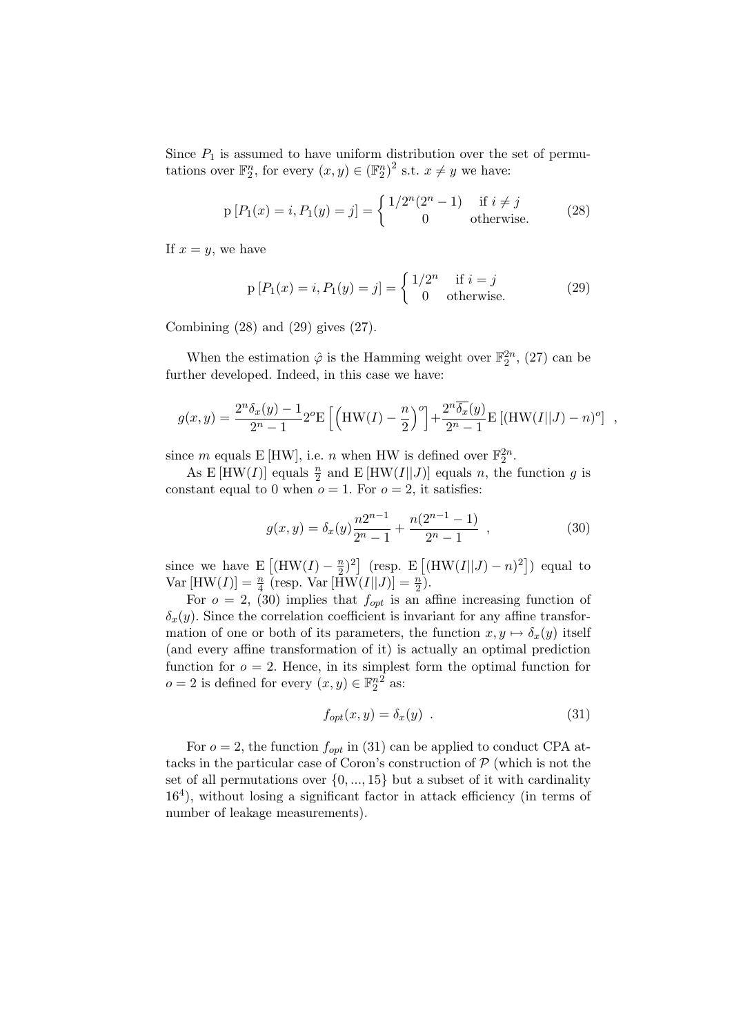Since $P_1$ is assumed to have uniform distribution over the set of permutations over $\mathbb{F}_2^n$, for every $(x, y) \in (\mathbb{F}_2^n)^2$ s.t. $x \neq y$ we have:

$$\mathrm{p}\left[P_1(x) = i, P_1(y) = j\right] = \begin{cases} 1/2^n(2^n - 1) & \text{if } i \neq j \\ 0 & \text{otherwise.} \end{cases} \tag{28}$$

If $x = y$, we have

$$\mathrm{p}\left[P_1(x) = i, P_1(y) = j\right] = \begin{cases} 1/2^n & \text{if } i = j \\ 0 & \text{otherwise.} \end{cases} \tag{29}$$

Combining (28) and (29) gives (27).

When the estimation $\hat{\varphi}$ is the Hamming weight over $\mathbb{F}_2^{2n}$, (27) can be further developed. Indeed, in this case we have:

$$g(x, y) = \frac{2^n \delta_x(y) - 1}{2^n - 1} 2^o \mathrm{E}\left[\left(\mathrm{HW}(I) - \frac{n}{2}\right)^o\right] + \frac{2^n \overline{\delta_x}(y)}{2^n - 1} \mathrm{E}\left[(\mathrm{HW}(I||J) - n)^o\right] \ ,$$

since $m$ equals $\mathrm{E}\left[\mathrm{HW}\right]$, i.e. $n$ when HW is defined over $\mathbb{F}_2^{2n}$.

As $\mathrm{E}\left[\mathrm{HW}(I)\right]$ equals $\frac{n}{2}$ and $\mathrm{E}\left[\mathrm{HW}(I||J)\right]$ equals $n$, the function $g$ is constant equal to 0 when $o = 1$. For $o = 2$, it satisfies:

$$g(x, y) = \delta_x(y) \frac{n 2^{n-1}}{2^n - 1} + \frac{n(2^{n-1} - 1)}{2^n - 1} \ , \tag{30}$$

since we have $\mathrm{E}\left[(\mathrm{HW}(I) - \frac{n}{2})^2\right]$ (resp. $\mathrm{E}\left[(\mathrm{HW}(I||J) - n)^2\right]$) equal to $\mathrm{Var}\left[\mathrm{HW}(I)\right] = \frac{n}{4}$ (resp. $\mathrm{Var}\left[\mathrm{HW}(I||J)\right] = \frac{n}{2}$).

For $o = 2$, (30) implies that $f_{opt}$ is an affine increasing function of $\delta_x(y)$. Since the correlation coefficient is invariant for any affine transformation of one or both of its parameters, the function $x, y \mapsto \delta_x(y)$ itself (and every affine transformation of it) is actually an optimal prediction function for $o = 2$. Hence, in its simplest form the optimal function for $o = 2$ is defined for every $(x, y) \in {\mathbb{F}_2^n}^2$ as:

$$f_{opt}(x, y) = \delta_x(y) \ . \tag{31}$$

For $o = 2$, the function $f_{opt}$ in (31) can be applied to conduct CPA attacks in the particular case of Coron's construction of $\mathcal{P}$ (which is not the set of all permutations over $\{0, ..., 15\}$ but a subset of it with cardinality $16^4$), without losing a significant factor in attack efficiency (in terms of number of leakage measurements).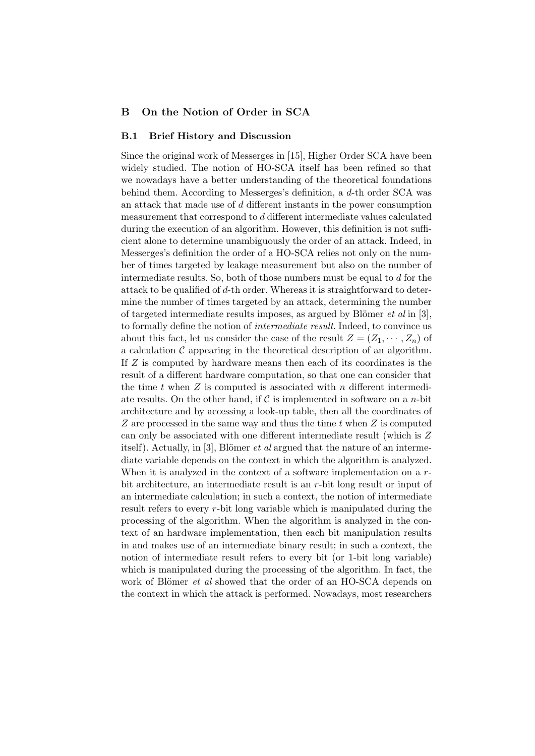## B On the Notion of Order in SCA

### B.1 Brief History and Discussion

Since the original work of Messerges in [15], Higher Order SCA have been widely studied. The notion of HO-SCA itself has been refined so that we nowadays have a better understanding of the theoretical foundations behind them. According to Messerges's definition, a $d$-th order SCA was an attack that made use of $d$ different instants in the power consumption measurement that correspond to $d$ different intermediate values calculated during the execution of an algorithm. However, this definition is not sufficient alone to determine unambiguously the order of an attack. Indeed, in Messerges's definition the order of a HO-SCA relies not only on the number of times targeted by leakage measurement but also on the number of intermediate results. So, both of those numbers must be equal to $d$ for the attack to be qualified of $d$-th order. Whereas it is straightforward to determine the number of times targeted by an attack, determining the number of targeted intermediate results imposes, as argued by Blömer *et al* in [3], to formally define the notion of *intermediate result*. Indeed, to convince us about this fact, let us consider the case of the result $Z = (Z_1, \cdots, Z_n)$ of a calculation $\mathcal{C}$ appearing in the theoretical description of an algorithm. If $Z$ is computed by hardware means then each of its coordinates is the result of a different hardware computation, so that one can consider that the time $t$ when $Z$ is computed is associated with $n$ different intermediate results. On the other hand, if $\mathcal{C}$ is implemented in software on a $n$-bit architecture and by accessing a look-up table, then all the coordinates of $Z$ are processed in the same way and thus the time $t$ when $Z$ is computed can only be associated with one different intermediate result (which is $Z$ itself). Actually, in [3], Blömer *et al* argued that the nature of an intermediate variable depends on the context in which the algorithm is analyzed. When it is analyzed in the context of a software implementation on a $r$-bit architecture, an intermediate result is an $r$-bit long result or input of an intermediate calculation; in such a context, the notion of intermediate result refers to every $r$-bit long variable which is manipulated during the processing of the algorithm. When the algorithm is analyzed in the context of an hardware implementation, then each bit manipulation results in and makes use of an intermediate binary result; in such a context, the notion of intermediate result refers to every bit (or 1-bit long variable) which is manipulated during the processing of the algorithm. In fact, the work of Blömer *et al* showed that the order of an HO-SCA depends on the context in which the attack is performed. Nowadays, most researchers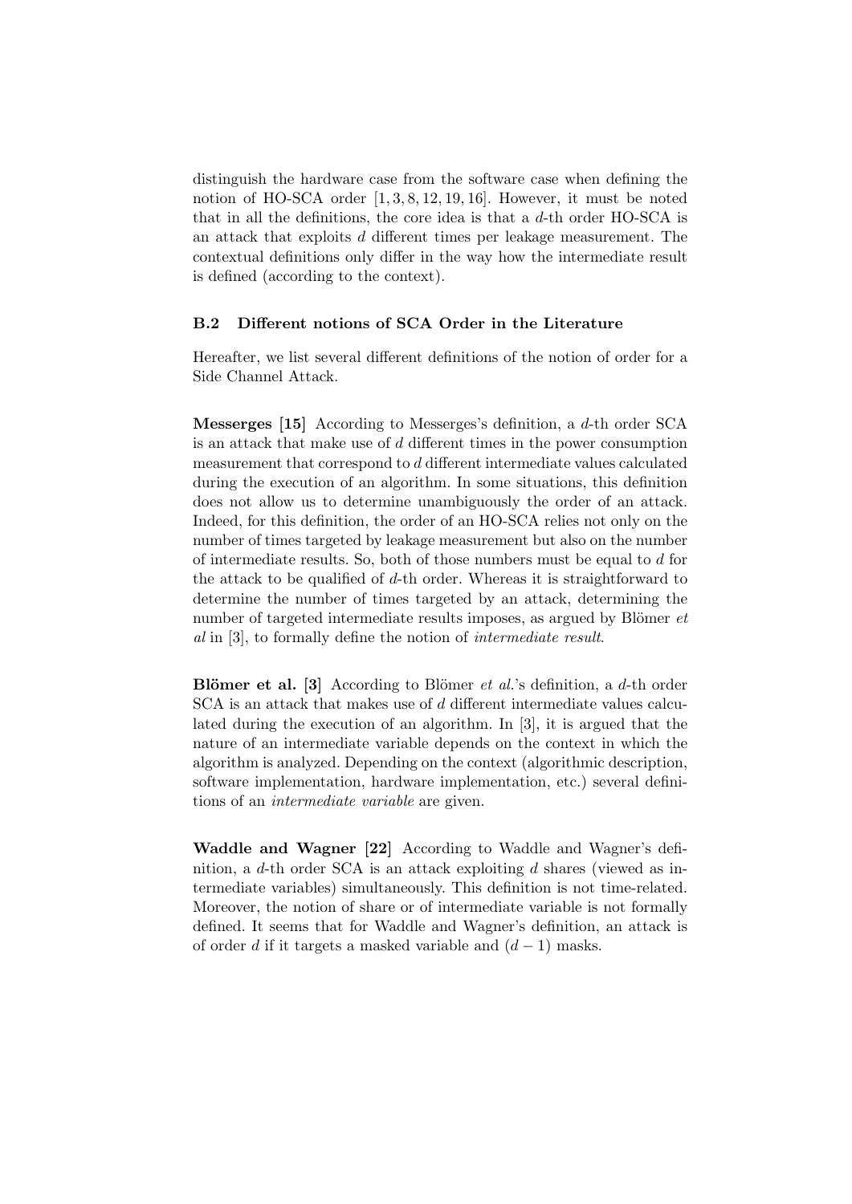distinguish the hardware case from the software case when defining the notion of HO-SCA order [1, 3, 8, 12, 19, 16]. However, it must be noted that in all the definitions, the core idea is that a $d$-th order HO-SCA is an attack that exploits $d$ different times per leakage measurement. The contextual definitions only differ in the way how the intermediate result is defined (according to the context).

### B.2 Different notions of SCA Order in the Literature

Hereafter, we list several different definitions of the notion of order for a Side Channel Attack.

**Messerges [15]** According to Messerges's definition, a $d$-th order SCA is an attack that make use of $d$ different times in the power consumption measurement that correspond to $d$ different intermediate values calculated during the execution of an algorithm. In some situations, this definition does not allow us to determine unambiguously the order of an attack. Indeed, for this definition, the order of an HO-SCA relies not only on the number of times targeted by leakage measurement but also on the number of intermediate results. So, both of those numbers must be equal to $d$ for the attack to be qualified of $d$-th order. Whereas it is straightforward to determine the number of times targeted by an attack, determining the number of targeted intermediate results imposes, as argued by Blömer *et al* in [3], to formally define the notion of *intermediate result*.

**Blömer et al. [3]** According to Blömer *et al.*'s definition, a $d$-th order SCA is an attack that makes use of $d$ different intermediate values calculated during the execution of an algorithm. In [3], it is argued that the nature of an intermediate variable depends on the context in which the algorithm is analyzed. Depending on the context (algorithmic description, software implementation, hardware implementation, etc.) several definitions of an *intermediate variable* are given.

**Waddle and Wagner [22]** According to Waddle and Wagner's definition, a $d$-th order SCA is an attack exploiting $d$ shares (viewed as intermediate variables) simultaneously. This definition is not time-related. Moreover, the notion of share or of intermediate variable is not formally defined. It seems that for Waddle and Wagner's definition, an attack is of order $d$ if it targets a masked variable and $(d-1)$ masks.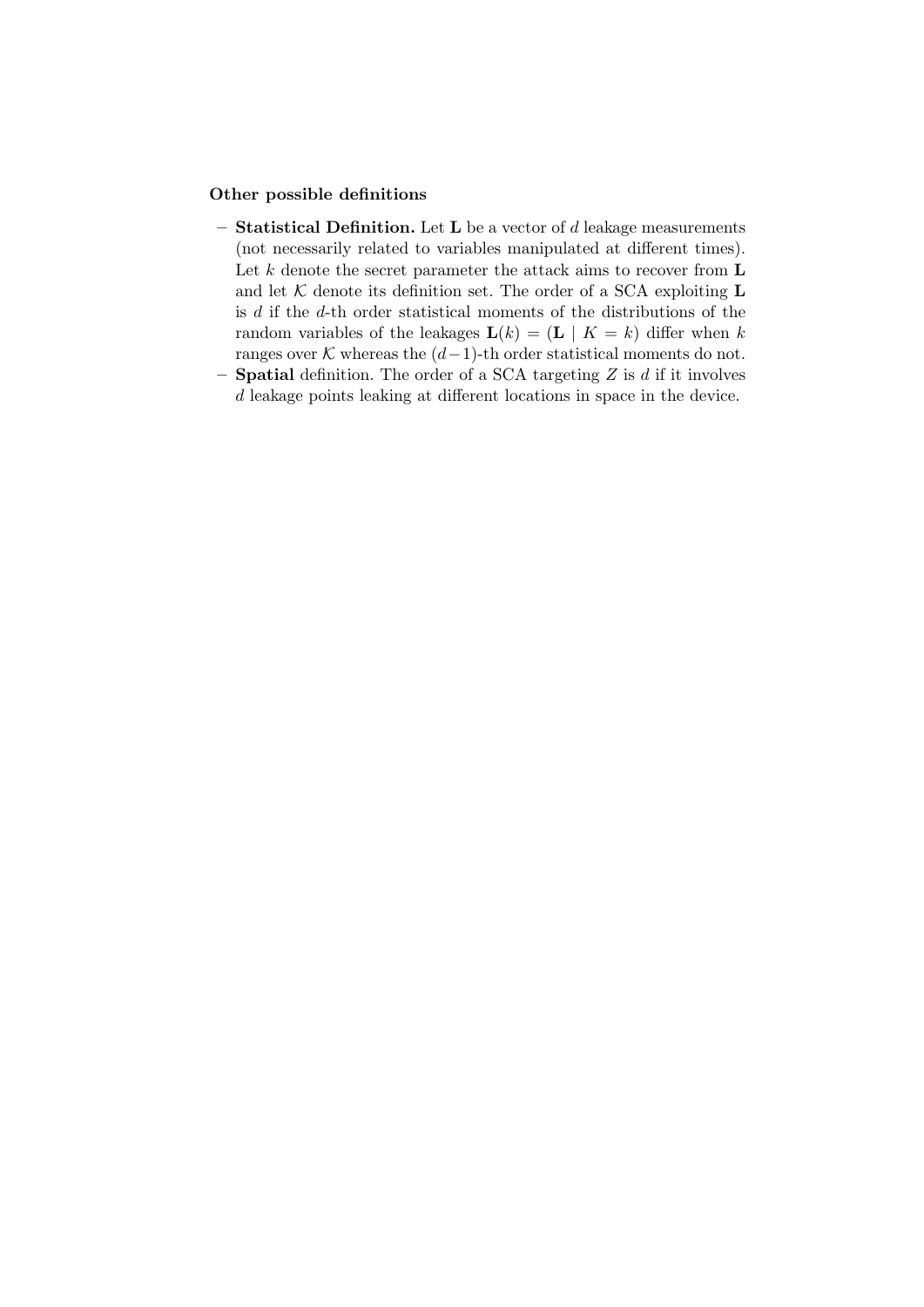**Other possible definitions**

- **Statistical Definition.** Let $\mathbf{L}$ be a vector of $d$ leakage measurements (not necessarily related to variables manipulated at different times). Let $k$ denote the secret parameter the attack aims to recover from $\mathbf{L}$ and let $\mathcal{K}$ denote its definition set. The order of a SCA exploiting $\mathbf{L}$ is $d$ if the $d$-th order statistical moments of the distributions of the random variables of the leakages $\mathbf{L}(k) = (\mathbf{L} \mid K = k)$ differ when $k$ ranges over $\mathcal{K}$ whereas the $(d-1)$-th order statistical moments do not.
- **Spatial** definition. The order of a SCA targeting $Z$ is $d$ if it involves $d$ leakage points leaking at different locations in space in the device.